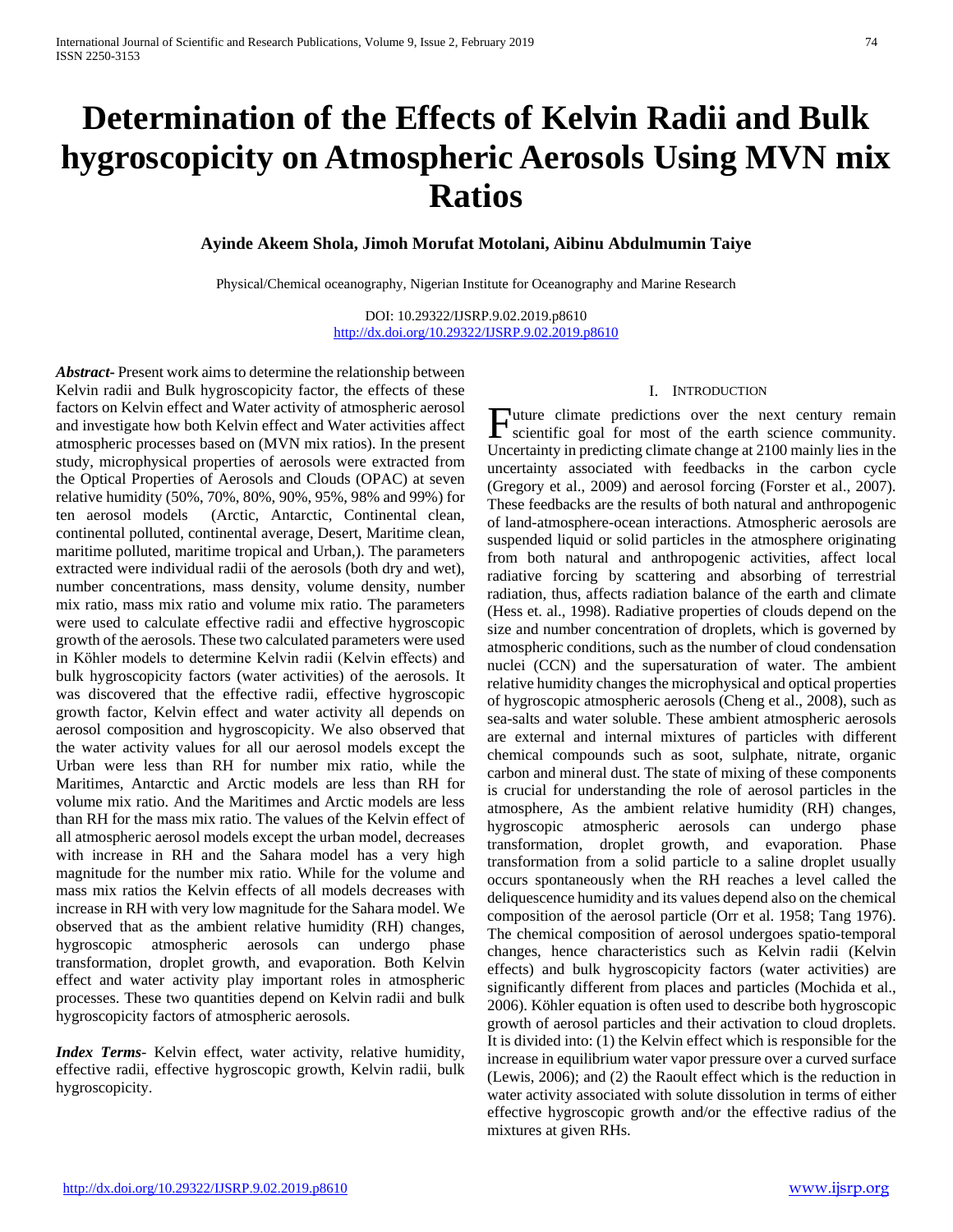# Determination of the Effects of Kelvin Radii and Bulk hygroscopicity on Atmospheric Aerosols Using MVN mix Ratios

**Ayinde Akeem Shola, Jimoh Morufat Motolani, Aibinu Abdulmumin Taiye**

Physical/Chemical oceanography, Nigerian Institute for Oceanography and Marine Research

DOI: 10.29322/IJSRP.9.02.2019.p8610
http://dx.doi.org/10.29322/IJSRP.9.02.2019.p8610

***Abstract***- Present work aims to determine the relationship between Kelvin radii and Bulk hygroscopicity factor, the effects of these factors on Kelvin effect and Water activity of atmospheric aerosol and investigate how both Kelvin effect and Water activities affect atmospheric processes based on (MVN mix ratios). In the present study, microphysical properties of aerosols were extracted from the Optical Properties of Aerosols and Clouds (OPAC) at seven relative humidity (50%, 70%, 80%, 90%, 95%, 98% and 99%) for ten aerosol models (Arctic, Antarctic, Continental clean, continental polluted, continental average, Desert, Maritime clean, maritime polluted, maritime tropical and Urban,). The parameters extracted were individual radii of the aerosols (both dry and wet), number concentrations, mass density, volume density, number mix ratio, mass mix ratio and volume mix ratio. The parameters were used to calculate effective radii and effective hygroscopic growth of the aerosols. These two calculated parameters were used in Köhler models to determine Kelvin radii (Kelvin effects) and bulk hygroscopicity factors (water activities) of the aerosols. It was discovered that the effective radii, effective hygroscopic growth factor, Kelvin effect and water activity all depends on aerosol composition and hygroscopicity. We also observed that the water activity values for all our aerosol models except the Urban were less than RH for number mix ratio, while the Maritimes, Antarctic and Arctic models are less than RH for volume mix ratio. And the Maritimes and Arctic models are less than RH for the mass mix ratio. The values of the Kelvin effect of all atmospheric aerosol models except the urban model, decreases with increase in RH and the Sahara model has a very high magnitude for the number mix ratio. While for the volume and mass mix ratios the Kelvin effects of all models decreases with increase in RH with very low magnitude for the Sahara model. We observed that as the ambient relative humidity (RH) changes, hygroscopic atmospheric aerosols can undergo phase transformation, droplet growth, and evaporation. Both Kelvin effect and water activity play important roles in atmospheric processes. These two quantities depend on Kelvin radii and bulk hygroscopicity factors of atmospheric aerosols.

***Index Terms***- Kelvin effect, water activity, relative humidity, effective radii, effective hygroscopic growth, Kelvin radii, bulk hygroscopicity.

## I. Introduction

Future climate predictions over the next century remain scientific goal for most of the earth science community. Uncertainty in predicting climate change at 2100 mainly lies in the uncertainty associated with feedbacks in the carbon cycle (Gregory et al., 2009) and aerosol forcing (Forster et al., 2007). These feedbacks are the results of both natural and anthropogenic of land-atmosphere-ocean interactions. Atmospheric aerosols are suspended liquid or solid particles in the atmosphere originating from both natural and anthropogenic activities, affect local radiative forcing by scattering and absorbing of terrestrial radiation, thus, affects radiation balance of the earth and climate (Hess et. al., 1998). Radiative properties of clouds depend on the size and number concentration of droplets, which is governed by atmospheric conditions, such as the number of cloud condensation nuclei (CCN) and the supersaturation of water. The ambient relative humidity changes the microphysical and optical properties of hygroscopic atmospheric aerosols (Cheng et al., 2008), such as sea-salts and water soluble. These ambient atmospheric aerosols are external and internal mixtures of particles with different chemical compounds such as soot, sulphate, nitrate, organic carbon and mineral dust. The state of mixing of these components is crucial for understanding the role of aerosol particles in the atmosphere, As the ambient relative humidity (RH) changes, hygroscopic atmospheric aerosols can undergo phase transformation, droplet growth, and evaporation. Phase transformation from a solid particle to a saline droplet usually occurs spontaneously when the RH reaches a level called the deliquescence humidity and its values depend also on the chemical composition of the aerosol particle (Orr et al. 1958; Tang 1976). The chemical composition of aerosol undergoes spatio-temporal changes, hence characteristics such as Kelvin radii (Kelvin effects) and bulk hygroscopicity factors (water activities) are significantly different from places and particles (Mochida et al., 2006). Köhler equation is often used to describe both hygroscopic growth of aerosol particles and their activation to cloud droplets. It is divided into: (1) the Kelvin effect which is responsible for the increase in equilibrium water vapor pressure over a curved surface (Lewis, 2006); and (2) the Raoult effect which is the reduction in water activity associated with solute dissolution in terms of either effective hygroscopic growth and/or the effective radius of the mixtures at given RHs.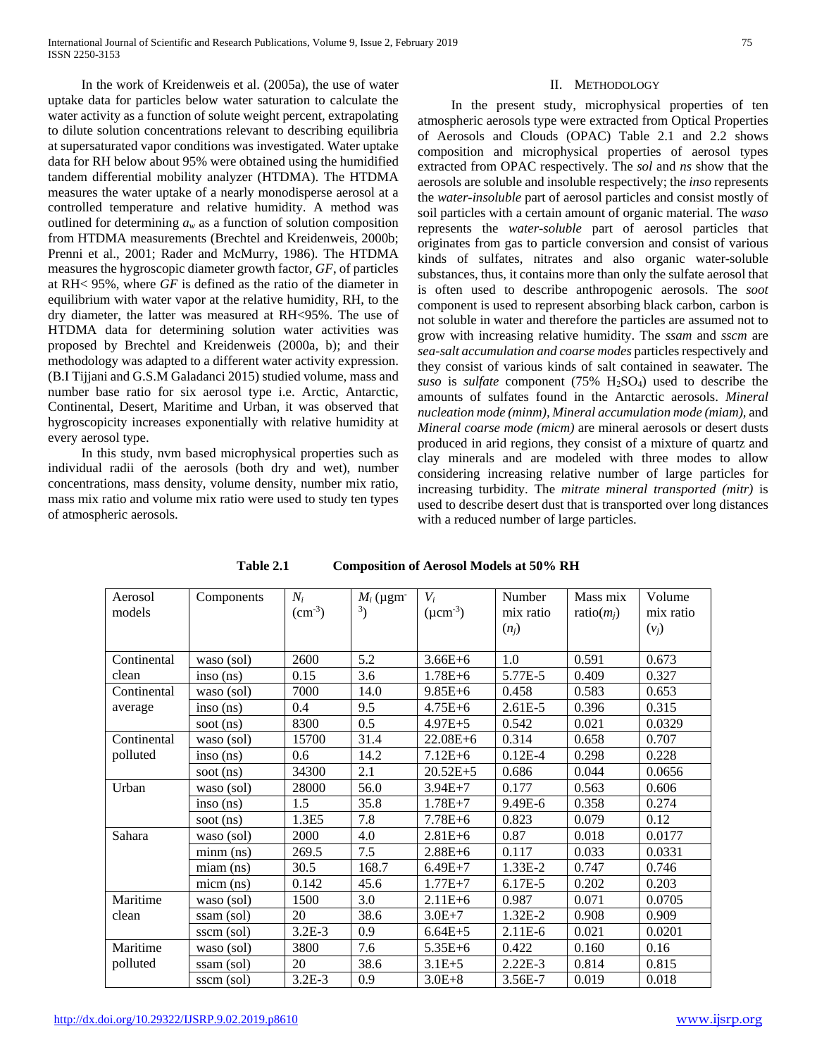In the work of Kreidenweis et al. (2005a), the use of water uptake data for particles below water saturation to calculate the water activity as a function of solute weight percent, extrapolating to dilute solution concentrations relevant to describing equilibria at supersaturated vapor conditions was investigated. Water uptake data for RH below about 95% were obtained using the humidified tandem differential mobility analyzer (HTDMA). The HTDMA measures the water uptake of a nearly monodisperse aerosol at a controlled temperature and relative humidity. A method was outlined for determining $a_w$ as a function of solution composition from HTDMA measurements (Brechtel and Kreidenweis, 2000b; Prenni et al., 2001; Rader and McMurry, 1986). The HTDMA measures the hygroscopic diameter growth factor, *GF*, of particles at RH< 95%, where *GF* is defined as the ratio of the diameter in equilibrium with water vapor at the relative humidity, RH, to the dry diameter, the latter was measured at RH<95%. The use of HTDMA data for determining solution water activities was proposed by Brechtel and Kreidenweis (2000a, b); and their methodology was adapted to a different water activity expression. (B.I Tijjani and G.S.M Galadanci 2015) studied volume, mass and number base ratio for six aerosol type i.e. Arctic, Antarctic, Continental, Desert, Maritime and Urban, it was observed that hygroscopicity increases exponentially with relative humidity at every aerosol type.

In this study, nvm based microphysical properties such as individual radii of the aerosols (both dry and wet), number concentrations, mass density, volume density, number mix ratio, mass mix ratio and volume mix ratio were used to study ten types of atmospheric aerosols.

## II. Methodology

In the present study, microphysical properties of ten atmospheric aerosols type were extracted from Optical Properties of Aerosols and Clouds (OPAC) Table 2.1 and 2.2 shows composition and microphysical properties of aerosol types extracted from OPAC respectively. The *sol* and *ns* show that the aerosols are soluble and insoluble respectively; the *inso* represents the *water-insoluble* part of aerosol particles and consist mostly of soil particles with a certain amount of organic material. The *waso* represents the *water-soluble* part of aerosol particles that originates from gas to particle conversion and consist of various kinds of sulfates, nitrates and also organic water-soluble substances, thus, it contains more than only the sulfate aerosol that is often used to describe anthropogenic aerosols. The *soot* component is used to represent absorbing black carbon, carbon is not soluble in water and therefore the particles are assumed not to grow with increasing relative humidity. The *ssam* and *sscm* are *sea-salt accumulation and coarse modes* particles respectively and they consist of various kinds of salt contained in seawater. The *suso* is *sulfate* component (75% $H_2SO_4$) used to describe the amounts of sulfates found in the Antarctic aerosols. *Mineral nucleation mode (minm), Mineral accumulation mode (miam),* and *Mineral coarse mode (micm)* are mineral aerosols or desert dusts produced in arid regions, they consist of a mixture of quartz and clay minerals and are modeled with three modes to allow considering increasing relative number of large particles for increasing turbidity. The *mitrate mineral transported (mitr)* is used to describe desert dust that is transported over long distances with a reduced number of large particles.

**Table 2.1 Composition of Aerosol Models at 50% RH**

| Aerosol models | Components | $N_i$ ($cm^{-3}$) | $M_i$ ($\mu gm^{-3}$) | $V_i$ ($\mu cm^{-3}$) | Number mix ratio ($n_j$) | Mass mix ratio($m_j$) | Volume mix ratio ($v_j$) |
|---|---|---|---|---|---|---|---|
| Continental clean | waso (sol) | 2600 | 5.2 | 3.66E+6 | 1.0 | 0.591 | 0.673 |
| | inso (ns) | 0.15 | 3.6 | 1.78E+6 | 5.77E-5 | 0.409 | 0.327 |
| Continental average | waso (sol) | 7000 | 14.0 | 9.85E+6 | 0.458 | 0.583 | 0.653 |
| | inso (ns) | 0.4 | 9.5 | 4.75E+6 | 2.61E-5 | 0.396 | 0.315 |
| | soot (ns) | 8300 | 0.5 | 4.97E+5 | 0.542 | 0.021 | 0.0329 |
| Continental polluted | waso (sol) | 15700 | 31.4 | 22.08E+6 | 0.314 | 0.658 | 0.707 |
| | inso (ns) | 0.6 | 14.2 | 7.12E+6 | 0.12E-4 | 0.298 | 0.228 |
| | soot (ns) | 34300 | 2.1 | 20.52E+5 | 0.686 | 0.044 | 0.0656 |
| Urban | waso (sol) | 28000 | 56.0 | 3.94E+7 | 0.177 | 0.563 | 0.606 |
| | inso (ns) | 1.5 | 35.8 | 1.78E+7 | 9.49E-6 | 0.358 | 0.274 |
| | soot (ns) | 1.3E5 | 7.8 | 7.78E+6 | 0.823 | 0.079 | 0.12 |
| Sahara | waso (sol) | 2000 | 4.0 | 2.81E+6 | 0.87 | 0.018 | 0.0177 |
| | minm (ns) | 269.5 | 7.5 | 2.88E+6 | 0.117 | 0.033 | 0.0331 |
| | miam (ns) | 30.5 | 168.7 | 6.49E+7 | 1.33E-2 | 0.747 | 0.746 |
| | micm (ns) | 0.142 | 45.6 | 1.77E+7 | 6.17E-5 | 0.202 | 0.203 |
| Maritime clean | waso (sol) | 1500 | 3.0 | 2.11E+6 | 0.987 | 0.071 | 0.0705 |
| | ssam (sol) | 20 | 38.6 | 3.0E+7 | 1.32E-2 | 0.908 | 0.909 |
| | sscm (sol) | 3.2E-3 | 0.9 | 6.64E+5 | 2.11E-6 | 0.021 | 0.0201 |
| Maritime polluted | waso (sol) | 3800 | 7.6 | 5.35E+6 | 0.422 | 0.160 | 0.16 |
| | ssam (sol) | 20 | 38.6 | 3.1E+5 | 2.22E-3 | 0.814 | 0.815 |
| | sscm (sol) | 3.2E-3 | 0.9 | 3.0E+8 | 3.56E-7 | 0.019 | 0.018 |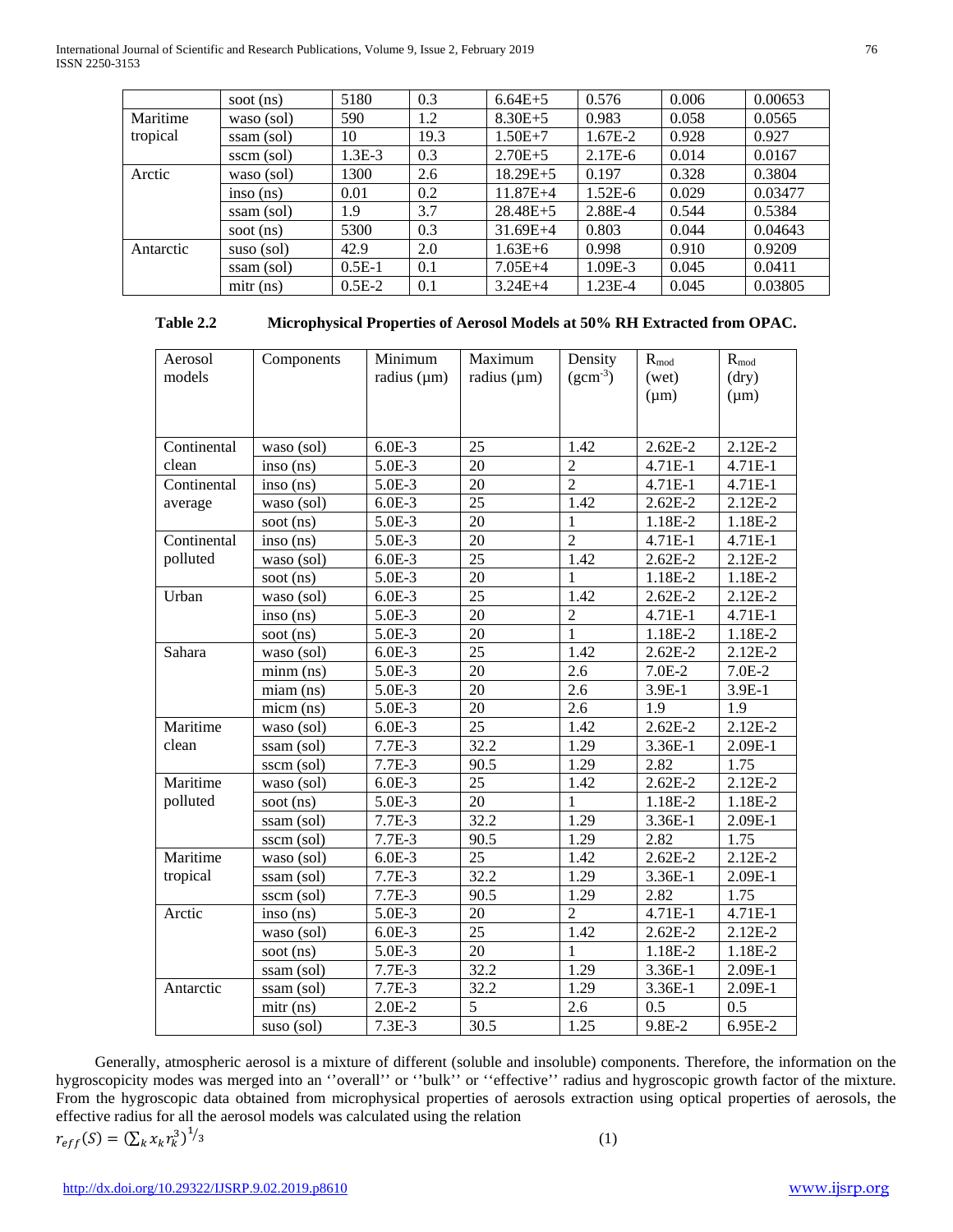| | | | | | | | |
|---|---|---|---|---|---|---|---|
| | soot (ns) | 5180 | 0.3 | 6.64E+5 | 0.576 | 0.006 | 0.00653 |
| Maritime tropical | waso (sol) | 590 | 1.2 | 8.30E+5 | 0.983 | 0.058 | 0.0565 |
| | ssam (sol) | 10 | 19.3 | 1.50E+7 | 1.67E-2 | 0.928 | 0.927 |
| | sscm (sol) | 1.3E-3 | 0.3 | 2.70E+5 | 2.17E-6 | 0.014 | 0.0167 |
| Arctic | waso (sol) | 1300 | 2.6 | 18.29E+5 | 0.197 | 0.328 | 0.3804 |
| | inso (ns) | 0.01 | 0.2 | 11.87E+4 | 1.52E-6 | 0.029 | 0.03477 |
| | ssam (sol) | 1.9 | 3.7 | 28.48E+5 | 2.88E-4 | 0.544 | 0.5384 |
| | soot (ns) | 5300 | 0.3 | 31.69E+4 | 0.803 | 0.044 | 0.04643 |
| Antarctic | suso (sol) | 42.9 | 2.0 | 1.63E+6 | 0.998 | 0.910 | 0.9209 |
| | ssam (sol) | 0.5E-1 | 0.1 | 7.05E+4 | 1.09E-3 | 0.045 | 0.0411 |
| | mitr (ns) | 0.5E-2 | 0.1 | 3.24E+4 | 1.23E-4 | 0.045 | 0.03805 |

**Table 2.2 Microphysical Properties of Aerosol Models at 50% RH Extracted from OPAC.**

| Aerosol models | Components | Minimum radius (μm) | Maximum radius (μm) | Density ($gcm^{-3}$) | $R_{mod}$ (wet) (μm) | $R_{mod}$ (dry) (μm) |
|---|---|---|---|---|---|---|
| Continental clean | waso (sol) | 6.0E-3 | 25 | 1.42 | 2.62E-2 | 2.12E-2 |
| | inso (ns) | 5.0E-3 | 20 | 2 | 4.71E-1 | 4.71E-1 |
| Continental average | inso (ns) | 5.0E-3 | 20 | 2 | 4.71E-1 | 4.71E-1 |
| | waso (sol) | 6.0E-3 | 25 | 1.42 | 2.62E-2 | 2.12E-2 |
| | soot (ns) | 5.0E-3 | 20 | 1 | 1.18E-2 | 1.18E-2 |
| Continental polluted | inso (ns) | 5.0E-3 | 20 | 2 | 4.71E-1 | 4.71E-1 |
| | waso (sol) | 6.0E-3 | 25 | 1.42 | 2.62E-2 | 2.12E-2 |
| | soot (ns) | 5.0E-3 | 20 | 1 | 1.18E-2 | 1.18E-2 |
| Urban | waso (sol) | 6.0E-3 | 25 | 1.42 | 2.62E-2 | 2.12E-2 |
| | inso (ns) | 5.0E-3 | 20 | 2 | 4.71E-1 | 4.71E-1 |
| | soot (ns) | 5.0E-3 | 20 | 1 | 1.18E-2 | 1.18E-2 |
| Sahara | waso (sol) | 6.0E-3 | 25 | 1.42 | 2.62E-2 | 2.12E-2 |
| | minm (ns) | 5.0E-3 | 20 | 2.6 | 7.0E-2 | 7.0E-2 |
| | miam (ns) | 5.0E-3 | 20 | 2.6 | 3.9E-1 | 3.9E-1 |
| | micm (ns) | 5.0E-3 | 20 | 2.6 | 1.9 | 1.9 |
| Maritime clean | waso (sol) | 6.0E-3 | 25 | 1.42 | 2.62E-2 | 2.12E-2 |
| | ssam (sol) | 7.7E-3 | 32.2 | 1.29 | 3.36E-1 | 2.09E-1 |
| | sscm (sol) | 7.7E-3 | 90.5 | 1.29 | 2.82 | 1.75 |
| Maritime polluted | waso (sol) | 6.0E-3 | 25 | 1.42 | 2.62E-2 | 2.12E-2 |
| | soot (ns) | 5.0E-3 | 20 | 1 | 1.18E-2 | 1.18E-2 |
| | ssam (sol) | 7.7E-3 | 32.2 | 1.29 | 3.36E-1 | 2.09E-1 |
| | sscm (sol) | 7.7E-3 | 90.5 | 1.29 | 2.82 | 1.75 |
| Maritime tropical | waso (sol) | 6.0E-3 | 25 | 1.42 | 2.62E-2 | 2.12E-2 |
| | ssam (sol) | 7.7E-3 | 32.2 | 1.29 | 3.36E-1 | 2.09E-1 |
| | sscm (sol) | 7.7E-3 | 90.5 | 1.29 | 2.82 | 1.75 |
| Arctic | inso (ns) | 5.0E-3 | 20 | 2 | 4.71E-1 | 4.71E-1 |
| | waso (sol) | 6.0E-3 | 25 | 1.42 | 2.62E-2 | 2.12E-2 |
| | soot (ns) | 5.0E-3 | 20 | 1 | 1.18E-2 | 1.18E-2 |
| | ssam (sol) | 7.7E-3 | 32.2 | 1.29 | 3.36E-1 | 2.09E-1 |
| Antarctic | ssam (sol) | 7.7E-3 | 32.2 | 1.29 | 3.36E-1 | 2.09E-1 |
| | mitr (ns) | 2.0E-2 | 5 | 2.6 | 0.5 | 0.5 |
| | suso (sol) | 7.3E-3 | 30.5 | 1.25 | 9.8E-2 | 6.95E-2 |

Generally, atmospheric aerosol is a mixture of different (soluble and insoluble) components. Therefore, the information on the hygroscopicity modes was merged into an ''overall'' or ''bulk'' or ''effective'' radius and hygroscopic growth factor of the mixture. From the hygroscopic data obtained from microphysical properties of aerosols extraction using optical properties of aerosols, the effective radius for all the aerosol models was calculated using the relation

$$r_{eff}(S) = \left(\sum_k x_k r_k^3\right)^{1/3} \quad (1)$$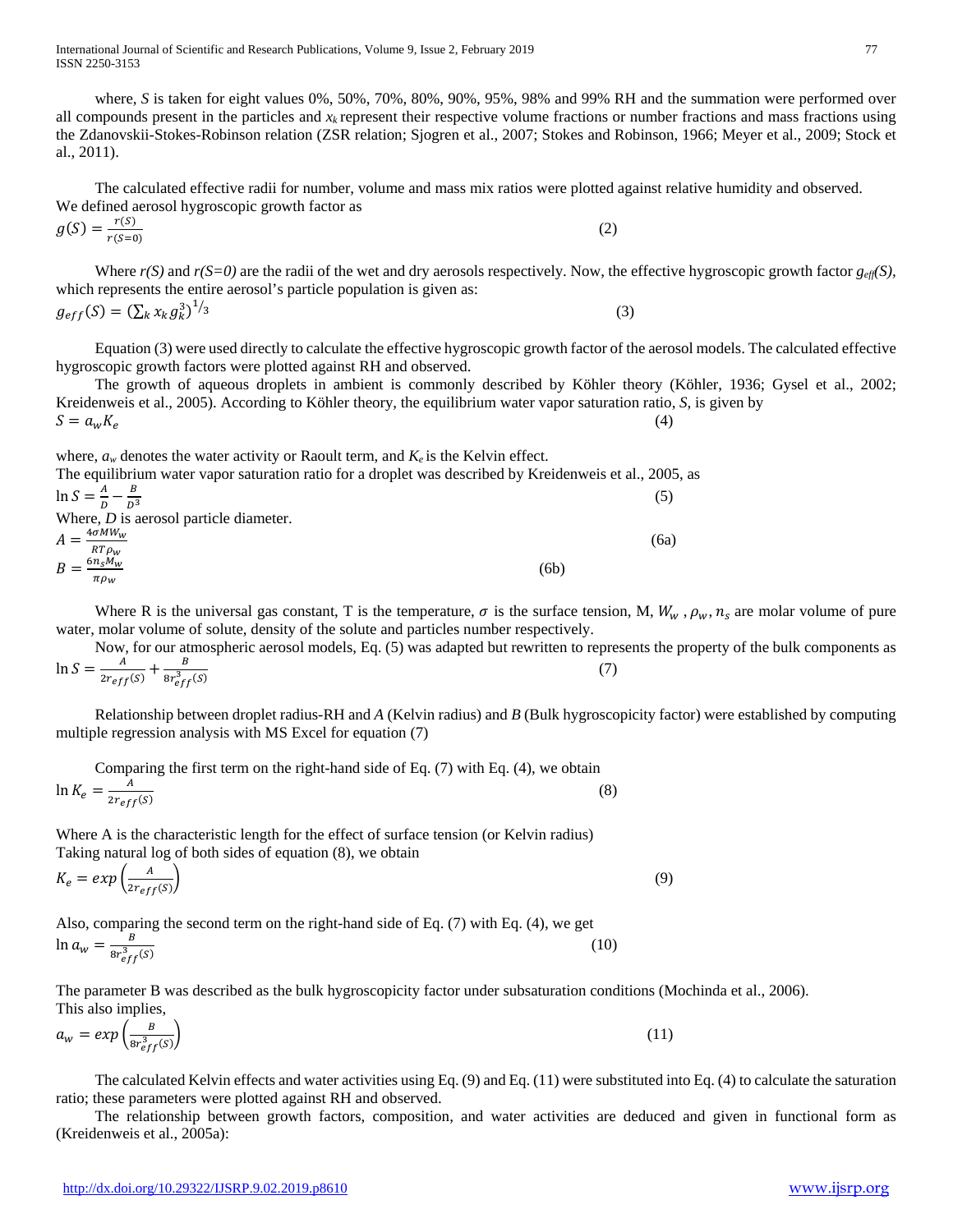where, $S$ is taken for eight values 0%, 50%, 70%, 80%, 90%, 95%, 98% and 99% RH and the summation were performed over all compounds present in the particles and $x_k$ represent their respective volume fractions or number fractions and mass fractions using the Zdanovskii-Stokes-Robinson relation (ZSR relation; Sjogren et al., 2007; Stokes and Robinson, 1966; Meyer et al., 2009; Stock et al., 2011).

The calculated effective radii for number, volume and mass mix ratios were plotted against relative humidity and observed. We defined aerosol hygroscopic growth factor as

$$g(S) = \frac{r(S)}{r(S=0)} \quad (2)$$

Where $r(S)$ and $r(S=0)$ are the radii of the wet and dry aerosols respectively. Now, the effective hygroscopic growth factor $g_{eff}(S)$, which represents the entire aerosol's particle population is given as:

$$g_{eff}(S) = \left(\sum_k x_k g_k^3\right)^{1/3} \quad (3)$$

Equation (3) were used directly to calculate the effective hygroscopic growth factor of the aerosol models. The calculated effective hygroscopic growth factors were plotted against RH and observed.

The growth of aqueous droplets in ambient is commonly described by Köhler theory (Köhler, 1936; Gysel et al., 2002; Kreidenweis et al., 2005). According to Köhler theory, the equilibrium water vapor saturation ratio, $S$, is given by

$$S = a_w K_e \quad (4)$$

where, $a_w$ denotes the water activity or Raoult term, and $K_e$ is the Kelvin effect.

The equilibrium water vapor saturation ratio for a droplet was described by Kreidenweis et al., 2005, as

$$\ln S = \frac{A}{D} - \frac{B}{D^3} \quad (5)$$

Where, $D$ is aerosol particle diameter.

$$A = \frac{4\sigma M W_w}{RT\rho_w} \quad (6a)$$

$$B = \frac{6n_s M_w}{\pi\rho_w} \quad (6b)$$

Where R is the universal gas constant, T is the temperature, $\sigma$ is the surface tension, M, $W_w$, $\rho_w$, $n_s$ are molar volume of pure water, molar volume of solute, density of the solute and particles number respectively.

Now, for our atmospheric aerosol models, Eq. (5) was adapted but rewritten to represents the property of the bulk components as

$$\ln S = \frac{A}{2r_{eff}(S)} + \frac{B}{8r_{eff}^3(S)} \quad (7)$$

Relationship between droplet radius-RH and $A$ (Kelvin radius) and $B$ (Bulk hygroscopicity factor) were established by computing multiple regression analysis with MS Excel for equation (7)

Comparing the first term on the right-hand side of Eq. (7) with Eq. (4), we obtain

$$\ln K_e = \frac{A}{2r_{eff}(S)} \quad (8)$$

Where A is the characteristic length for the effect of surface tension (or Kelvin radius)

Taking natural log of both sides of equation (8), we obtain

$$K_e = exp\left(\frac{A}{2r_{eff}(S)}\right) \quad (9)$$

Also, comparing the second term on the right-hand side of Eq. (7) with Eq. (4), we get

$$\ln a_w = \frac{B}{8r_{eff}^3(S)} \quad (10)$$

The parameter B was described as the bulk hygroscopicity factor under subsaturation conditions (Mochinda et al., 2006).

This also implies,

$$a_w = exp\left(\frac{B}{8r_{eff}^3(S)}\right) \quad (11)$$

The calculated Kelvin effects and water activities using Eq. (9) and Eq. (11) were substituted into Eq. (4) to calculate the saturation ratio; these parameters were plotted against RH and observed.

The relationship between growth factors, composition, and water activities are deduced and given in functional form as (Kreidenweis et al., 2005a):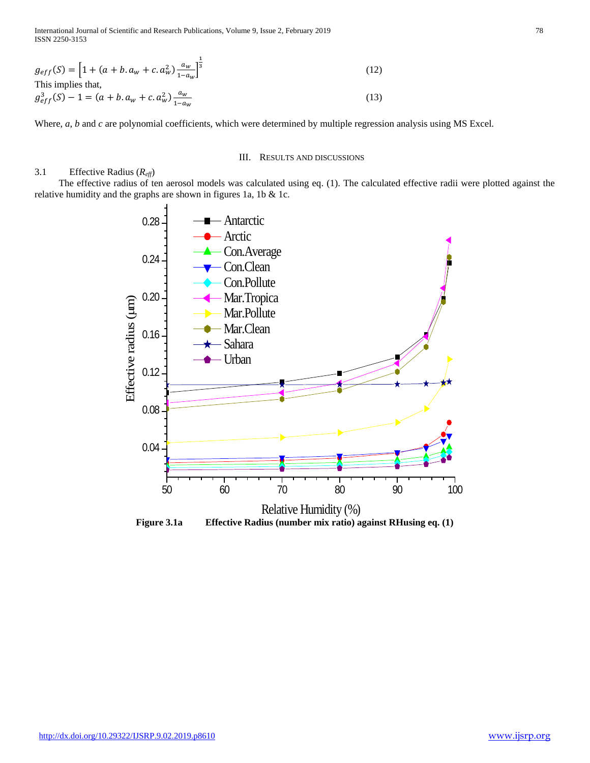$$g_{eff}(S) = \left[1 + (a + b.a_w + c.a_w^2)\frac{a_w}{1-a_w}\right]^{\frac{1}{3}} \quad (12)$$

This implies that,

$$g_{eff}^3(S) - 1 = (a + b.a_w + c.a_w^2)\frac{a_w}{1-a_w} \quad (13)$$

Where, *a*, *b* and *c* are polynomial coefficients, which were determined by multiple regression analysis using MS Excel.

## III. Results and Discussions

### 3.1 Effective Radius ($R_{eff}$)

The effective radius of ten aerosol models was calculated using eq. (1). The calculated effective radii were plotted against the relative humidity and the graphs are shown in figures 1a, 1b & 1c.

Effective radius (µm)

0.28
0.24
0.20
0.16
0.12
0.08
0.04

Relative Humidity (%)

50
60
70
80
90
100

Antarctic
Arctic
Con.Average
Con.Clean
Con.Pollute
Mar.Tropica
Mar.Pollute
Mar.Clean
Sahara
Urban

**Figure 3.1a Effective Radius (number mix ratio) against RHusing eq. (1)**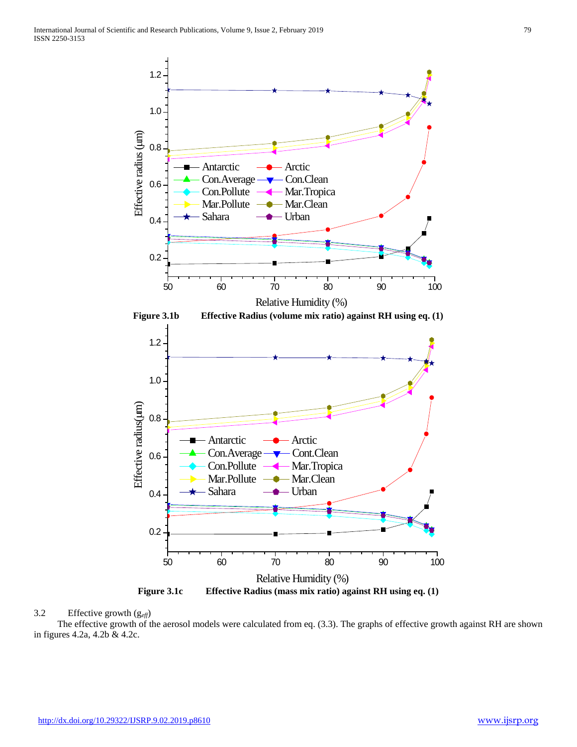1.2

1.0

0.8

0.6

0.4

0.2

Effective radius (μm)

50 60 70 80 90 100

Relative Humidity (%)

Antarctic, Arctic, Con.Average, Con.Clean, Con.Pollute, Mar.Tropica, Mar.Pollute, Mar.Clean, Sahara, Urban

**Figure 3.1b Effective Radius (volume mix ratio) against RH using eq. (1)**

1.2

1.0

0.8

0.6

0.4

0.2

Effective radius(μm)

50 60 70 80 90 100

Relative Humidity (%)

Antarctic, Arctic, Con.Average, Cont.Clean, Con.Pollute, Mar.Tropica, Mar.Pollute, Mar.Clean, Sahara, Urban

**Figure 3.1c Effective Radius (mass mix ratio) against RH using eq. (1)**

3.2 Effective growth ($g_{eff}$)

The effective growth of the aerosol models were calculated from eq. (3.3). The graphs of effective growth against RH are shown in figures 4.2a, 4.2b & 4.2c.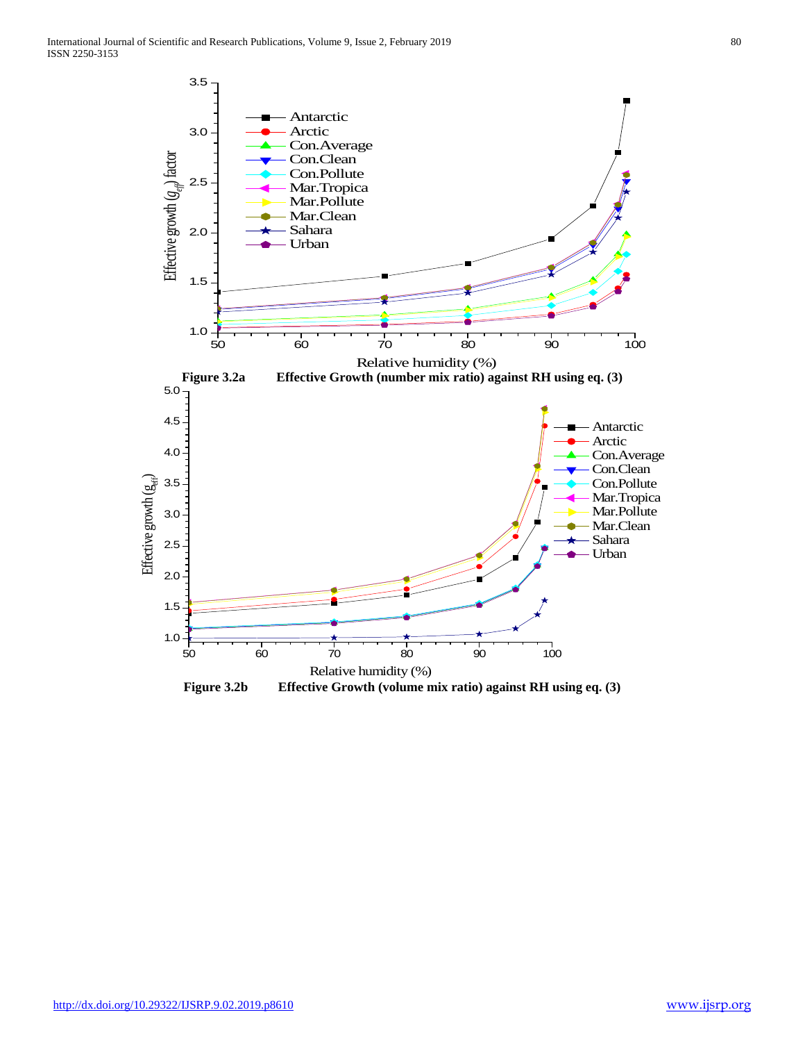3.5

3.0

2.5

2.0

1.5

1.0

Effective growth ($g_{eff}$) factor

Antarctic
Arctic
Con.Average
Con.Clean
Con.Pollute
Mar.Tropica
Mar.Pollute
Mar.Clean
Sahara
Urban

50 60 70 80 90 100

Relative humidity (%)

**Figure 3.2a Effective Growth (number mix ratio) against RH using eq. (3)**

5.0

4.5

4.0

3.5

3.0

2.5

2.0

1.5

1.0

Effective growth ($g_{eff}$)

Antarctic
Arctic
Con.Average
Con.Clean
Con.Pollute
Mar.Tropica
Mar.Pollute
Mar.Clean
Sahara
Urban

50 60 70 80 90 100

Relative humidity (%)

**Figure 3.2b Effective Growth (volume mix ratio) against RH using eq. (3)**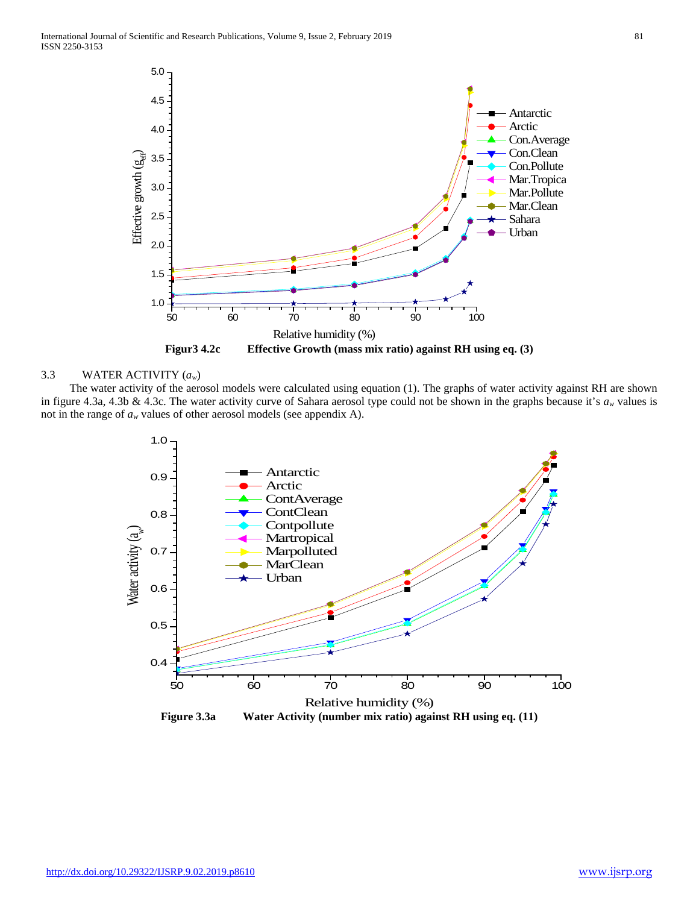5.0
4.5
4.0
3.5
3.0
2.5
2.0
1.5
1.0

Effective growth ($g_{eff}$)

50 60 70 80 90 100

Relative humidity (%)

Antarctic
Arctic
Con.Average
Con.Clean
Con.Pollute
Mar.Tropica
Mar.Pollute
Mar.Clean
Sahara
Urban

**Figur3 4.2c** **Effective Growth (mass mix ratio) against RH using eq. (3)**

3.3 WATER ACTIVITY ($a_w$)

The water activity of the aerosol models were calculated using equation (1). The graphs of water activity against RH are shown in figure 4.3a, 4.3b & 4.3c. The water activity curve of Sahara aerosol type could not be shown in the graphs because it's $a_w$ values is not in the range of $a_w$ values of other aerosol models (see appendix A).

1.0
0.9
0.8
0.7
0.6
0.5
0.4

Water activity ($a_w$)

50 60 70 80 90 100

Relative humidity (%)

Antarctic
Arctic
ContAverage
ContClean
Contpollute
Martropical
Marpolluted
MarClean
Urban

**Figure 3.3a** **Water Activity (number mix ratio) against RH using eq. (11)**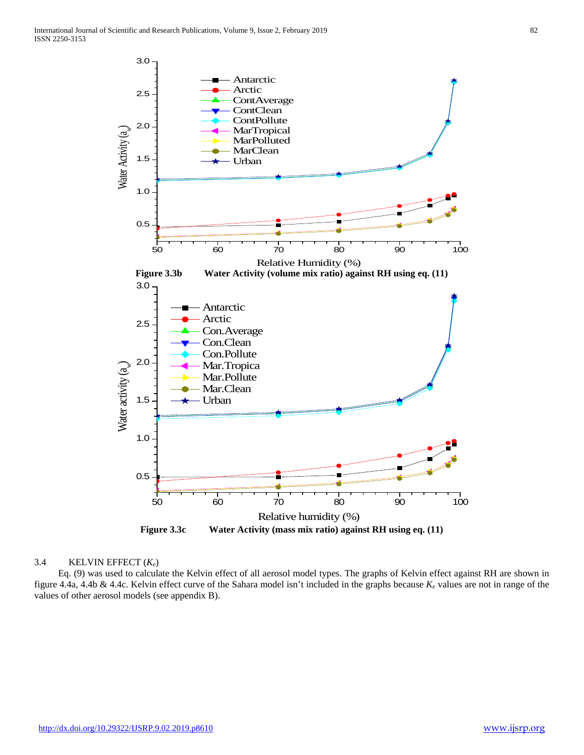**Figure 3.3b** Water Activity (volume mix ratio) against RH using eq. (11)

**Figure 3.3c** Water Activity (mass mix ratio) against RH using eq. (11)

3.4 KELVIN EFFECT ($K_e$)

Eq. (9) was used to calculate the Kelvin effect of all aerosol model types. The graphs of Kelvin effect against RH are shown in figure 4.4a, 4.4b & 4.4c. Kelvin effect curve of the Sahara model isn't included in the graphs because $K_e$ values are not in range of the values of other aerosol models (see appendix B).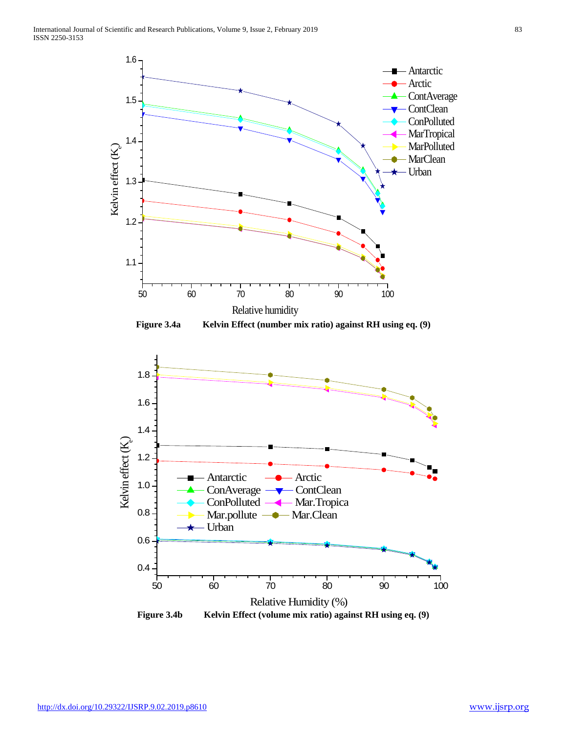1.6
1.5
1.4
1.3
1.2
1.1
Kelvin effect ($K_e$)
50
60
70
80
90
100
Relative humidity
Antarctic
Arctic
ContAverage
ContClean
ConPolluted
MarTropical
MarPolluted
MarClean
Urban

**Figure 3.4a** **Kelvin Effect (number mix ratio) against RH using eq. (9)**

1.8
1.6
1.4
1.2
1.0
0.8
0.6
0.4
Kelvin effect ($K_e$)
50
60
70
80
90
100
Relative Humidity (%)
Antarctic
Arctic
ConAverage
ContClean
ConPolluted
Mar.Tropica
Mar.pollute
Mar.Clean
Urban

**Figure 3.4b** **Kelvin Effect (volume mix ratio) against RH using eq. (9)**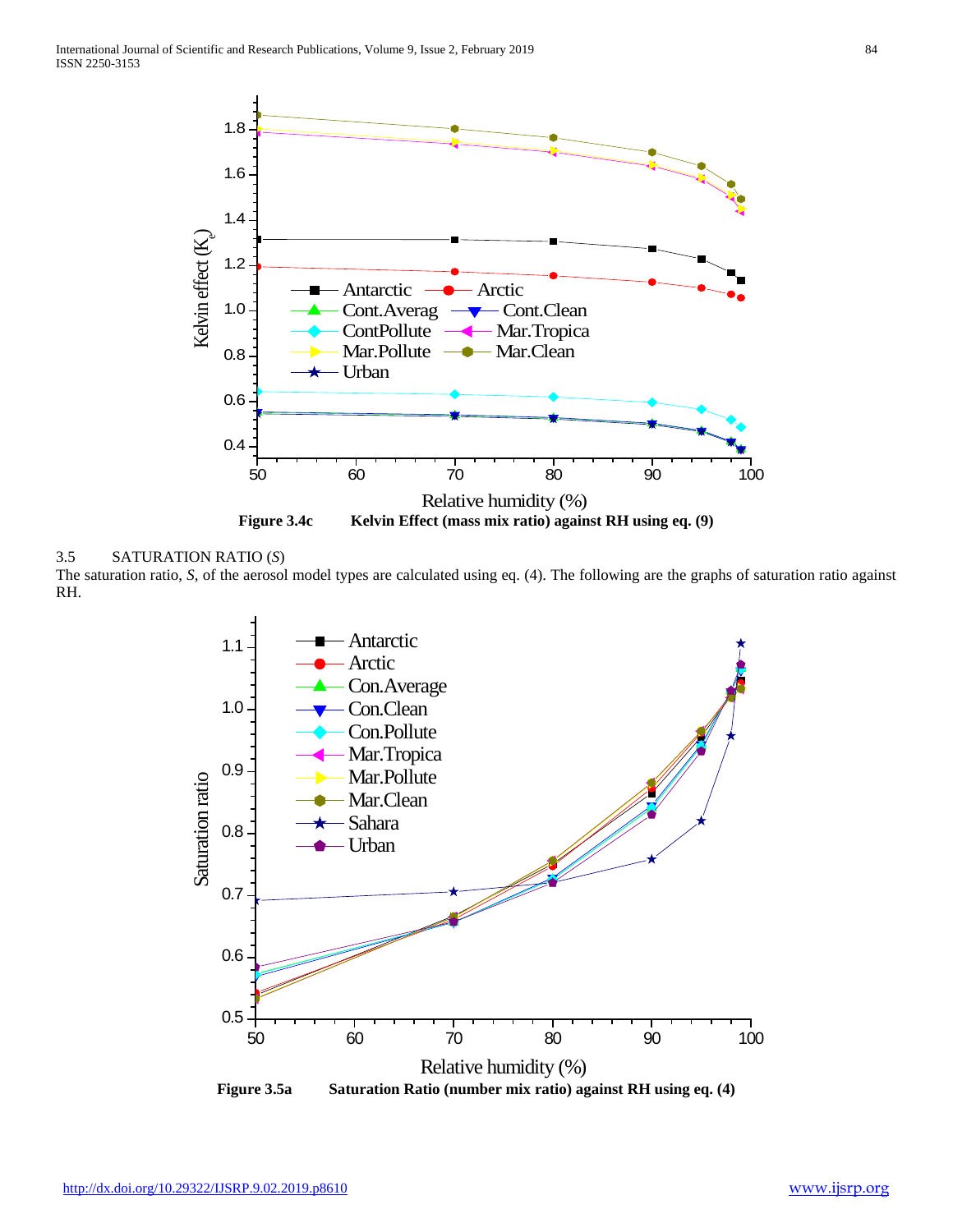Kelvin effect ($K_e$)

1.8
1.6
1.4
1.2
1.0
0.8
0.6
0.4

50 60 70 80 90 100

Relative humidity (%)

Antarctic
Arctic
Cont.Averag
Cont.Clean
ContPollute
Mar.Tropica
Mar.Pollute
Mar.Clean
Urban

**Figure 3.4c** **Kelvin Effect (mass mix ratio) against RH using eq. (9)**

## 3.5 SATURATION RATIO (*S*)

The saturation ratio, *S*, of the aerosol model types are calculated using eq. (4). The following are the graphs of saturation ratio against RH.

Saturation ratio

1.1
1.0
0.9
0.8
0.7
0.6
0.5

50 60 70 80 90 100

Relative humidity (%)

Antarctic
Arctic
Con.Average
Con.Clean
Con.Pollute
Mar.Tropica
Mar.Pollute
Mar.Clean
Sahara
Urban

**Figure 3.5a** **Saturation Ratio (number mix ratio) against RH using eq. (4)**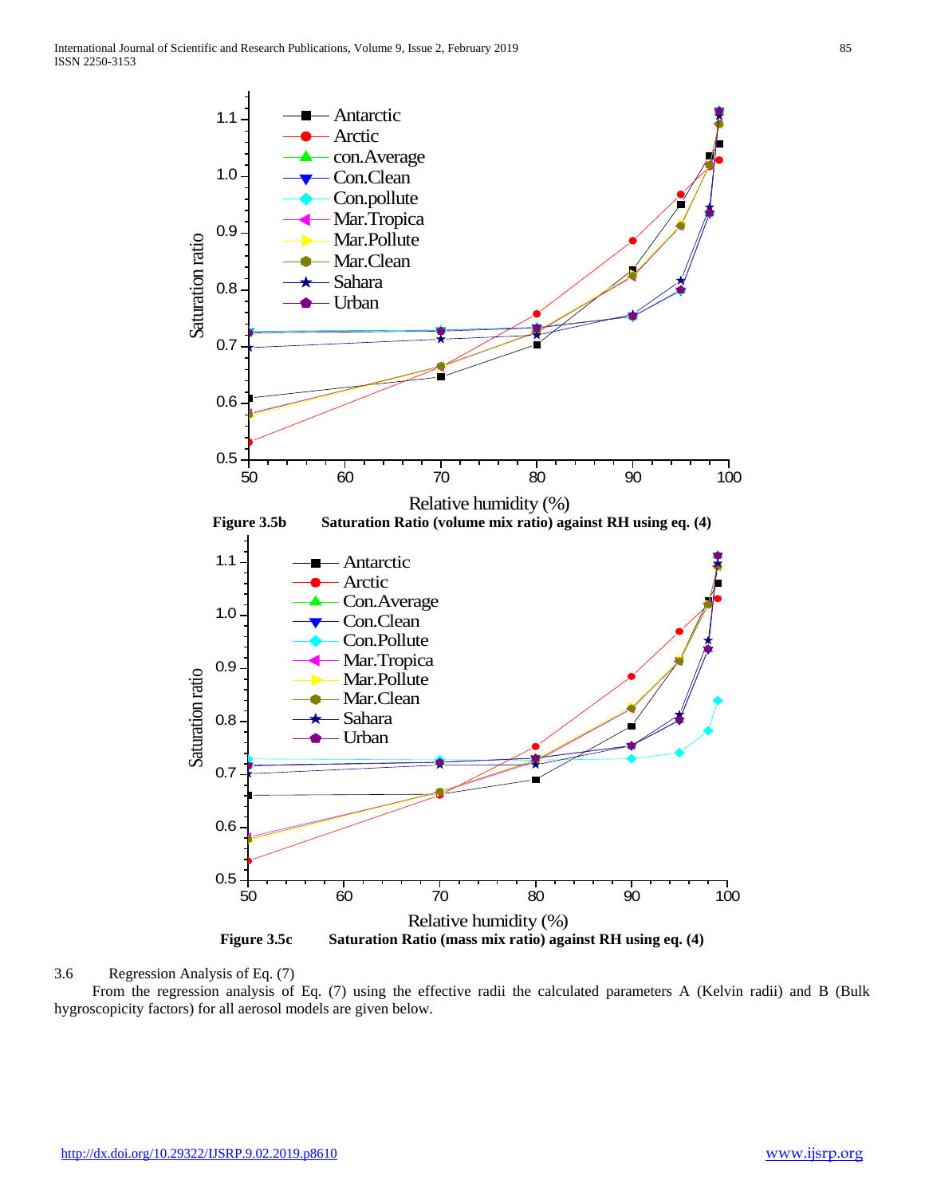Saturation ratio

1.1
1.0
0.9
0.8
0.7
0.6
0.5

50 60 70 80 90 100

Relative humidity (%)

Antarctic
Arctic
con.Average
Con.Clean
Con.pollute
Mar.Tropica
Mar.Pollute
Mar.Clean
Sahara
Urban

**Figure 3.5b** **Saturation Ratio (volume mix ratio) against RH using eq. (4)**

Saturation ratio

1.1
1.0
0.9
0.8
0.7
0.6
0.5

50 60 70 80 90 100

Relative humidity (%)

Antarctic
Arctic
Con.Average
Con.Clean
Con.Pollute
Mar.Tropica
Mar.Pollute
Mar.Clean
Sahara
Urban

**Figure 3.5c** **Saturation Ratio (mass mix ratio) against RH using eq. (4)**

3.6 Regression Analysis of Eq. (7)

From the regression analysis of Eq. (7) using the effective radii the calculated parameters A (Kelvin radii) and B (Bulk hygroscopicity factors) for all aerosol models are given below.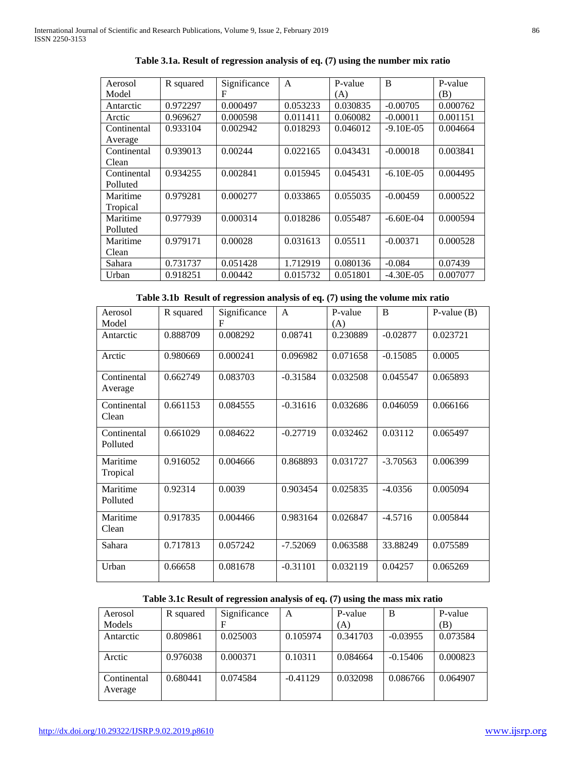**Table 3.1a. Result of regression analysis of eq. (7) using the number mix ratio**

| Aerosol Model | R squared | Significance F | A | P-value (A) | B | P-value (B) |
|---|---|---|---|---|---|---|
| Antarctic | 0.972297 | 0.000497 | 0.053233 | 0.030835 | -0.00705 | 0.000762 |
| Arctic | 0.969627 | 0.000598 | 0.011411 | 0.060082 | -0.00011 | 0.001151 |
| Continental Average | 0.933104 | 0.002942 | 0.018293 | 0.046012 | -9.10E-05 | 0.004664 |
| Continental Clean | 0.939013 | 0.00244 | 0.022165 | 0.043431 | -0.00018 | 0.003841 |
| Continental Polluted | 0.934255 | 0.002841 | 0.015945 | 0.045431 | -6.10E-05 | 0.004495 |
| Maritime Tropical | 0.979281 | 0.000277 | 0.033865 | 0.055035 | -0.00459 | 0.000522 |
| Maritime Polluted | 0.977939 | 0.000314 | 0.018286 | 0.055487 | -6.60E-04 | 0.000594 |
| Maritime Clean | 0.979171 | 0.00028 | 0.031613 | 0.05511 | -0.00371 | 0.000528 |
| Sahara | 0.731737 | 0.051428 | 1.712919 | 0.080136 | -0.084 | 0.07439 |
| Urban | 0.918251 | 0.00442 | 0.015732 | 0.051801 | -4.30E-05 | 0.007077 |

**Table 3.1b Result of regression analysis of eq. (7) using the volume mix ratio**

| Aerosol Model | R squared | Significance F | A | P-value (A) | B | P-value (B) |
|---|---|---|---|---|---|---|
| Antarctic | 0.888709 | 0.008292 | 0.08741 | 0.230889 | -0.02877 | 0.023721 |
| Arctic | 0.980669 | 0.000241 | 0.096982 | 0.071658 | -0.15085 | 0.0005 |
| Continental Average | 0.662749 | 0.083703 | -0.31584 | 0.032508 | 0.045547 | 0.065893 |
| Continental Clean | 0.661153 | 0.084555 | -0.31616 | 0.032686 | 0.046059 | 0.066166 |
| Continental Polluted | 0.661029 | 0.084622 | -0.27719 | 0.032462 | 0.03112 | 0.065497 |
| Maritime Tropical | 0.916052 | 0.004666 | 0.868893 | 0.031727 | -3.70563 | 0.006399 |
| Maritime Polluted | 0.92314 | 0.0039 | 0.903454 | 0.025835 | -4.0356 | 0.005094 |
| Maritime Clean | 0.917835 | 0.004466 | 0.983164 | 0.026847 | -4.5716 | 0.005844 |
| Sahara | 0.717813 | 0.057242 | -7.52069 | 0.063588 | 33.88249 | 0.075589 |
| Urban | 0.66658 | 0.081678 | -0.31101 | 0.032119 | 0.04257 | 0.065269 |

**Table 3.1c Result of regression analysis of eq. (7) using the mass mix ratio**

| Aerosol Models | R squared | Significance F | A | P-value (A) | B | P-value (B) |
|---|---|---|---|---|---|---|
| Antarctic | 0.809861 | 0.025003 | 0.105974 | 0.341703 | -0.03955 | 0.073584 |
| Arctic | 0.976038 | 0.000371 | 0.10311 | 0.084664 | -0.15406 | 0.000823 |
| Continental Average | 0.680441 | 0.074584 | -0.41129 | 0.032098 | 0.086766 | 0.064907 |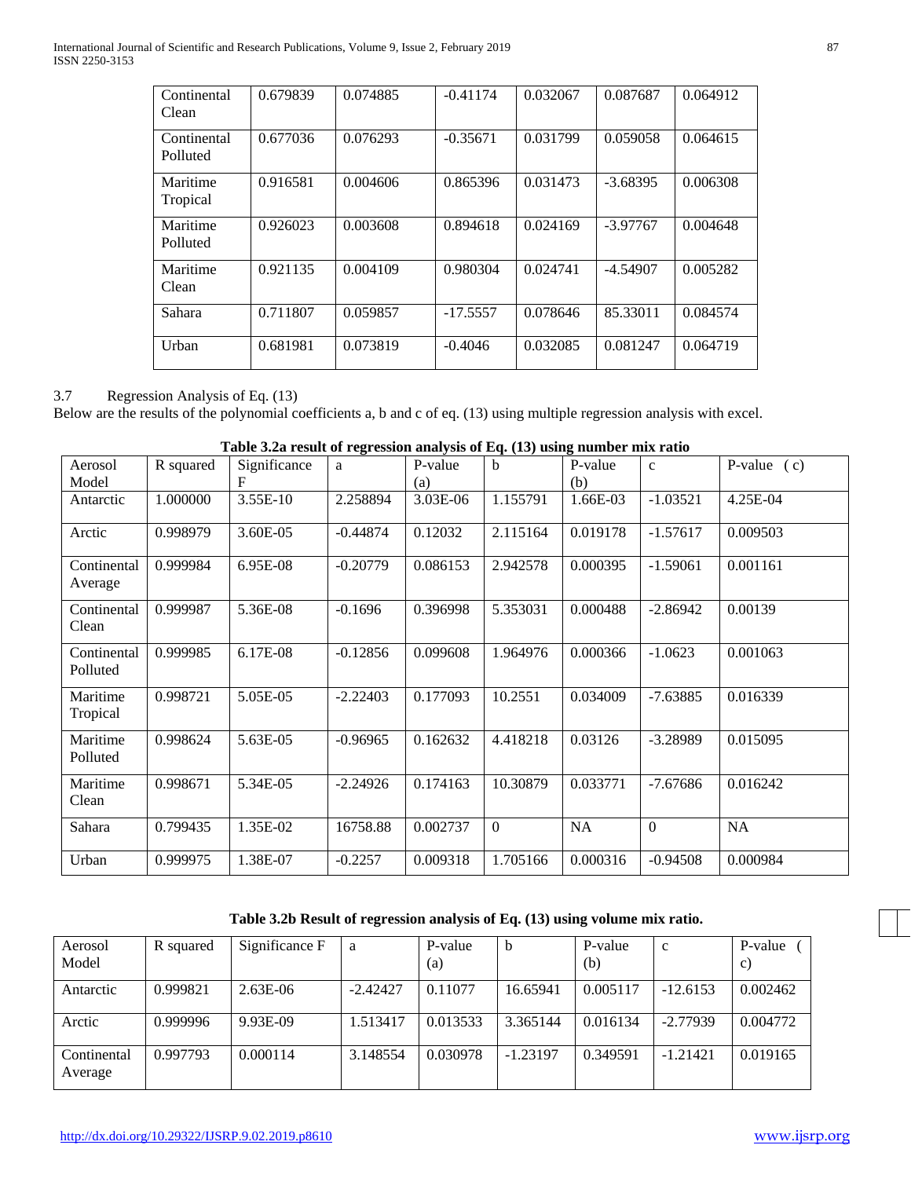| | | | | | | |
|---|---|---|---|---|---|---|
| Continental Clean | 0.679839 | 0.074885 | -0.41174 | 0.032067 | 0.087687 | 0.064912 |
| Continental Polluted | 0.677036 | 0.076293 | -0.35671 | 0.031799 | 0.059058 | 0.064615 |
| Maritime Tropical | 0.916581 | 0.004606 | 0.865396 | 0.031473 | -3.68395 | 0.006308 |
| Maritime Polluted | 0.926023 | 0.003608 | 0.894618 | 0.024169 | -3.97767 | 0.004648 |
| Maritime Clean | 0.921135 | 0.004109 | 0.980304 | 0.024741 | -4.54907 | 0.005282 |
| Sahara | 0.711807 | 0.059857 | -17.5557 | 0.078646 | 85.33011 | 0.084574 |
| Urban | 0.681981 | 0.073819 | -0.4046 | 0.032085 | 0.081247 | 0.064719 |

3.7 Regression Analysis of Eq. (13)

Below are the results of the polynomial coefficients a, b and c of eq. (13) using multiple regression analysis with excel.

**Table 3.2a result of regression analysis of Eq. (13) using number mix ratio**

| Aerosol Model | R squared | Significance F | a | P-value (a) | b | P-value (b) | c | P-value ( c) |
|---|---|---|---|---|---|---|---|---|
| Antarctic | 1.000000 | 3.55E-10 | 2.258894 | 3.03E-06 | 1.155791 | 1.66E-03 | -1.03521 | 4.25E-04 |
| Arctic | 0.998979 | 3.60E-05 | -0.44874 | 0.12032 | 2.115164 | 0.019178 | -1.57617 | 0.009503 |
| Continental Average | 0.999984 | 6.95E-08 | -0.20779 | 0.086153 | 2.942578 | 0.000395 | -1.59061 | 0.001161 |
| Continental Clean | 0.999987 | 5.36E-08 | -0.1696 | 0.396998 | 5.353031 | 0.000488 | -2.86942 | 0.00139 |
| Continental Polluted | 0.999985 | 6.17E-08 | -0.12856 | 0.099608 | 1.964976 | 0.000366 | -1.0623 | 0.001063 |
| Maritime Tropical | 0.998721 | 5.05E-05 | -2.22403 | 0.177093 | 10.2551 | 0.034009 | -7.63885 | 0.016339 |
| Maritime Polluted | 0.998624 | 5.63E-05 | -0.96965 | 0.162632 | 4.418218 | 0.03126 | -3.28989 | 0.015095 |
| Maritime Clean | 0.998671 | 5.34E-05 | -2.24926 | 0.174163 | 10.30879 | 0.033771 | -7.67686 | 0.016242 |
| Sahara | 0.799435 | 1.35E-02 | 16758.88 | 0.002737 | 0 | NA | 0 | NA |
| Urban | 0.999975 | 1.38E-07 | -0.2257 | 0.009318 | 1.705166 | 0.000316 | -0.94508 | 0.000984 |

**Table 3.2b Result of regression analysis of Eq. (13) using volume mix ratio.**

| Aerosol Model | R squared | Significance F | a | P-value (a) | b | P-value (b) | c | P-value ( c) |
|---|---|---|---|---|---|---|---|---|
| Antarctic | 0.999821 | 2.63E-06 | -2.42427 | 0.11077 | 16.65941 | 0.005117 | -12.6153 | 0.002462 |
| Arctic | 0.999996 | 9.93E-09 | 1.513417 | 0.013533 | 3.365144 | 0.016134 | -2.77939 | 0.004772 |
| Continental Average | 0.997793 | 0.000114 | 3.148554 | 0.030978 | -1.23197 | 0.349591 | -1.21421 | 0.019165 |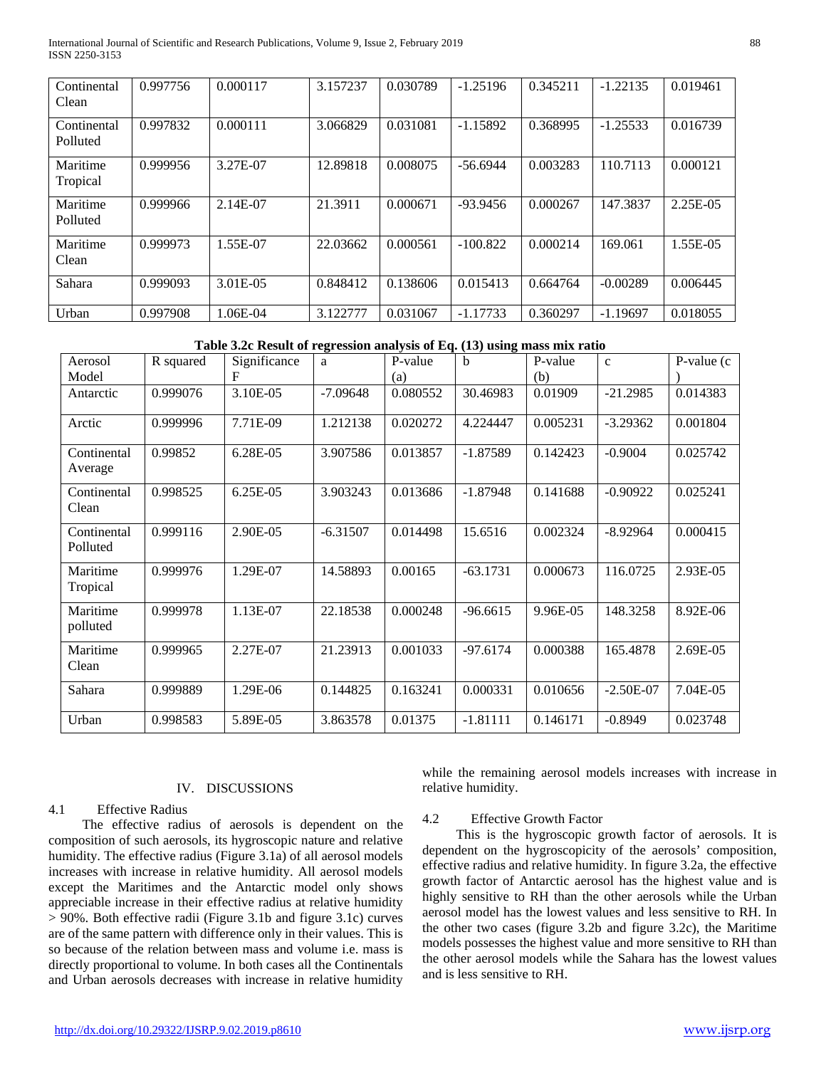| Continental Clean | 0.997756 | 0.000117 | 3.157237 | 0.030789 | -1.25196 | 0.345211 | -1.22135 | 0.019461 |
|---|---|---|---|---|---|---|---|---|
| Continental Polluted | 0.997832 | 0.000111 | 3.066829 | 0.031081 | -1.15892 | 0.368995 | -1.25533 | 0.016739 |
| Maritime Tropical | 0.999956 | 3.27E-07 | 12.89818 | 0.008075 | -56.6944 | 0.003283 | 110.7113 | 0.000121 |
| Maritime Polluted | 0.999966 | 2.14E-07 | 21.3911 | 0.000671 | -93.9456 | 0.000267 | 147.3837 | 2.25E-05 |
| Maritime Clean | 0.999973 | 1.55E-07 | 22.03662 | 0.000561 | -100.822 | 0.000214 | 169.061 | 1.55E-05 |
| Sahara | 0.999093 | 3.01E-05 | 0.848412 | 0.138606 | 0.015413 | 0.664764 | -0.00289 | 0.006445 |
| Urban | 0.997908 | 1.06E-04 | 3.122777 | 0.031067 | -1.17733 | 0.360297 | -1.19697 | 0.018055 |

**Table 3.2c Result of regression analysis of Eq. (13) using mass mix ratio**

| Aerosol Model | R squared | Significance F | a | P-value (a) | b | P-value (b) | c | P-value (c ) |
|---|---|---|---|---|---|---|---|---|
| Antarctic | 0.999076 | 3.10E-05 | -7.09648 | 0.080552 | 30.46983 | 0.01909 | -21.2985 | 0.014383 |
| Arctic | 0.999996 | 7.71E-09 | 1.212138 | 0.020272 | 4.224447 | 0.005231 | -3.29362 | 0.001804 |
| Continental Average | 0.99852 | 6.28E-05 | 3.907586 | 0.013857 | -1.87589 | 0.142423 | -0.9004 | 0.025742 |
| Continental Clean | 0.998525 | 6.25E-05 | 3.903243 | 0.013686 | -1.87948 | 0.141688 | -0.90922 | 0.025241 |
| Continental Polluted | 0.999116 | 2.90E-05 | -6.31507 | 0.014498 | 15.6516 | 0.002324 | -8.92964 | 0.000415 |
| Maritime Tropical | 0.999976 | 1.29E-07 | 14.58893 | 0.00165 | -63.1731 | 0.000673 | 116.0725 | 2.93E-05 |
| Maritime polluted | 0.999978 | 1.13E-07 | 22.18538 | 0.000248 | -96.6615 | 9.96E-05 | 148.3258 | 8.92E-06 |
| Maritime Clean | 0.999965 | 2.27E-07 | 21.23913 | 0.001033 | -97.6174 | 0.000388 | 165.4878 | 2.69E-05 |
| Sahara | 0.999889 | 1.29E-06 | 0.144825 | 0.163241 | 0.000331 | 0.010656 | -2.50E-07 | 7.04E-05 |
| Urban | 0.998583 | 5.89E-05 | 3.863578 | 0.01375 | -1.81111 | 0.146171 | -0.8949 | 0.023748 |

## IV. DISCUSSIONS

### 4.1 Effective Radius

The effective radius of aerosols is dependent on the composition of such aerosols, its hygroscopic nature and relative humidity. The effective radius (Figure 3.1a) of all aerosol models increases with increase in relative humidity. All aerosol models except the Maritimes and the Antarctic model only shows appreciable increase in their effective radius at relative humidity > 90%. Both effective radii (Figure 3.1b and figure 3.1c) curves are of the same pattern with difference only in their values. This is so because of the relation between mass and volume i.e. mass is directly proportional to volume. In both cases all the Continentals and Urban aerosols decreases with increase in relative humidity while the remaining aerosol models increases with increase in relative humidity.

### 4.2 Effective Growth Factor

This is the hygroscopic growth factor of aerosols. It is dependent on the hygroscopicity of the aerosols' composition, effective radius and relative humidity. In figure 3.2a, the effective growth factor of Antarctic aerosol has the highest value and is highly sensitive to RH than the other aerosols while the Urban aerosol model has the lowest values and less sensitive to RH. In the other two cases (figure 3.2b and figure 3.2c), the Maritime models possesses the highest value and more sensitive to RH than the other aerosol models while the Sahara has the lowest values and is less sensitive to RH.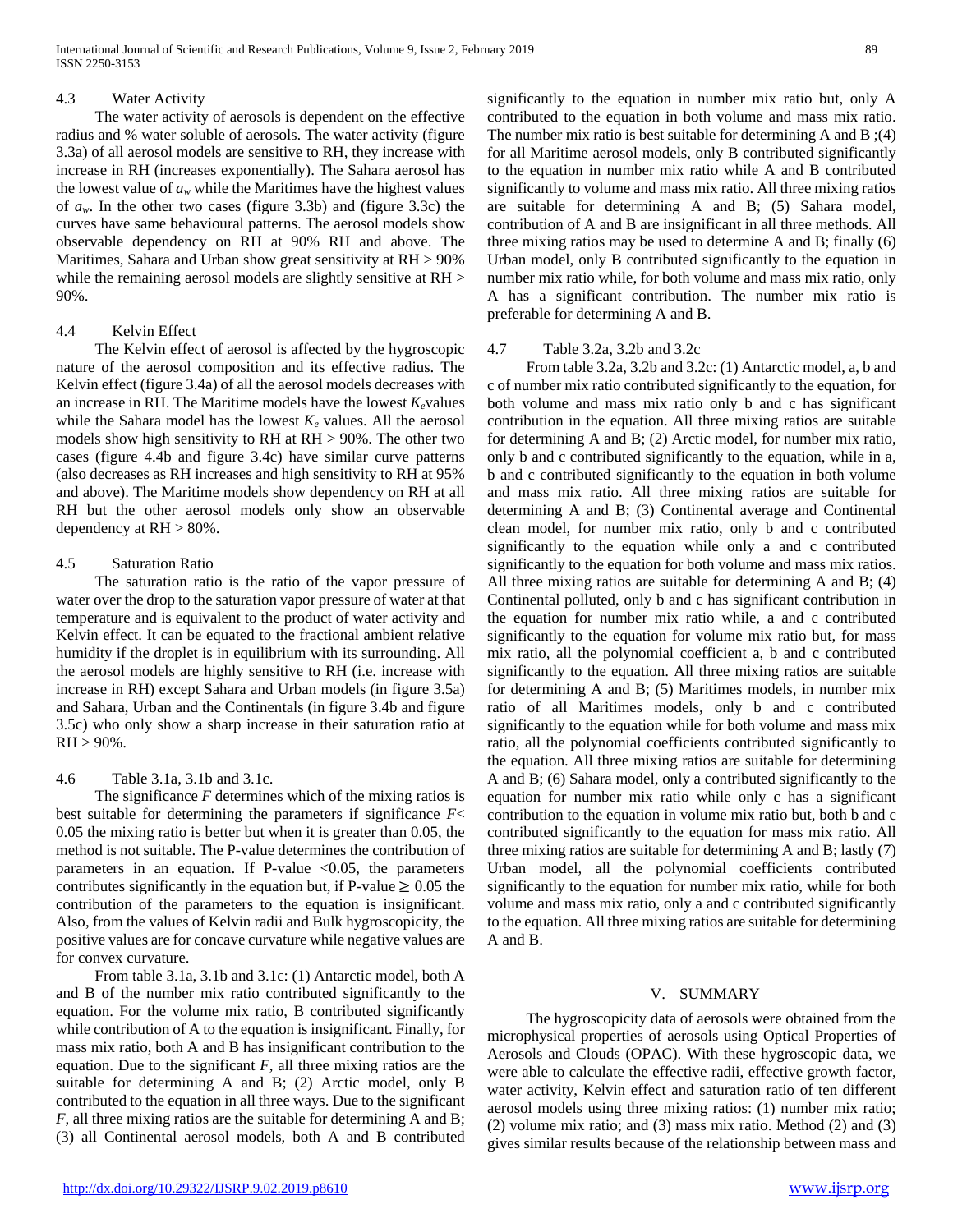### 4.3 Water Activity

The water activity of aerosols is dependent on the effective radius and % water soluble of aerosols. The water activity (figure 3.3a) of all aerosol models are sensitive to RH, they increase with increase in RH (increases exponentially). The Sahara aerosol has the lowest value of $a_w$ while the Maritimes have the highest values of $a_w$. In the other two cases (figure 3.3b) and (figure 3.3c) the curves have same behavioural patterns. The aerosol models show observable dependency on RH at 90% RH and above. The Maritimes, Sahara and Urban show great sensitivity at RH > 90% while the remaining aerosol models are slightly sensitive at RH > 90%.

### 4.4 Kelvin Effect

The Kelvin effect of aerosol is affected by the hygroscopic nature of the aerosol composition and its effective radius. The Kelvin effect (figure 3.4a) of all the aerosol models decreases with an increase in RH. The Maritime models have the lowest $K_e$values while the Sahara model has the lowest $K_e$ values. All the aerosol models show high sensitivity to RH at RH > 90%. The other two cases (figure 4.4b and figure 3.4c) have similar curve patterns (also decreases as RH increases and high sensitivity to RH at 95% and above). The Maritime models show dependency on RH at all RH but the other aerosol models only show an observable dependency at RH > 80%.

### 4.5 Saturation Ratio

The saturation ratio is the ratio of the vapor pressure of water over the drop to the saturation vapor pressure of water at that temperature and is equivalent to the product of water activity and Kelvin effect. It can be equated to the fractional ambient relative humidity if the droplet is in equilibrium with its surrounding. All the aerosol models are highly sensitive to RH (i.e. increase with increase in RH) except Sahara and Urban models (in figure 3.5a) and Sahara, Urban and the Continentals (in figure 3.4b and figure 3.5c) who only show a sharp increase in their saturation ratio at RH > 90%.

### 4.6 Table 3.1a, 3.1b and 3.1c.

The significance *F* determines which of the mixing ratios is best suitable for determining the parameters if significance $F$< 0.05 the mixing ratio is better but when it is greater than 0.05, the method is not suitable. The P-value determines the contribution of parameters in an equation. If P-value <0.05, the parameters contributes significantly in the equation but, if P-value ≥ 0.05 the contribution of the parameters to the equation is insignificant. Also, from the values of Kelvin radii and Bulk hygroscopicity, the positive values are for concave curvature while negative values are for convex curvature.

From table 3.1a, 3.1b and 3.1c: (1) Antarctic model, both A and B of the number mix ratio contributed significantly to the equation. For the volume mix ratio, B contributed significantly while contribution of A to the equation is insignificant. Finally, for mass mix ratio, both A and B has insignificant contribution to the equation. Due to the significant *F*, all three mixing ratios are the suitable for determining A and B; (2) Arctic model, only B contributed to the equation in all three ways. Due to the significant *F*, all three mixing ratios are the suitable for determining A and B; (3) all Continental aerosol models, both A and B contributed significantly to the equation in number mix ratio but, only A contributed to the equation in both volume and mass mix ratio. The number mix ratio is best suitable for determining A and B ;(4) for all Maritime aerosol models, only B contributed significantly to the equation in number mix ratio while A and B contributed significantly to volume and mass mix ratio. All three mixing ratios are suitable for determining A and B; (5) Sahara model, contribution of A and B are insignificant in all three methods. All three mixing ratios may be used to determine A and B; finally (6) Urban model, only B contributed significantly to the equation in number mix ratio while, for both volume and mass mix ratio, only A has a significant contribution. The number mix ratio is preferable for determining A and B.

### 4.7 Table 3.2a, 3.2b and 3.2c

From table 3.2a, 3.2b and 3.2c: (1) Antarctic model, a, b and c of number mix ratio contributed significantly to the equation, for both volume and mass mix ratio only b and c has significant contribution in the equation. All three mixing ratios are suitable for determining A and B; (2) Arctic model, for number mix ratio, only b and c contributed significantly to the equation, while in a, b and c contributed significantly to the equation in both volume and mass mix ratio. All three mixing ratios are suitable for determining A and B; (3) Continental average and Continental clean model, for number mix ratio, only b and c contributed significantly to the equation while only a and c contributed significantly to the equation for both volume and mass mix ratios. All three mixing ratios are suitable for determining A and B; (4) Continental polluted, only b and c has significant contribution in the equation for number mix ratio while, a and c contributed significantly to the equation for volume mix ratio but, for mass mix ratio, all the polynomial coefficient a, b and c contributed significantly to the equation. All three mixing ratios are suitable for determining A and B; (5) Maritimes models, in number mix ratio of all Maritimes models, only b and c contributed significantly to the equation while for both volume and mass mix ratio, all the polynomial coefficients contributed significantly to the equation. All three mixing ratios are suitable for determining A and B; (6) Sahara model, only a contributed significantly to the equation for number mix ratio while only c has a significant contribution to the equation in volume mix ratio but, both b and c contributed significantly to the equation for mass mix ratio. All three mixing ratios are suitable for determining A and B; lastly (7) Urban model, all the polynomial coefficients contributed significantly to the equation for number mix ratio, while for both volume and mass mix ratio, only a and c contributed significantly to the equation. All three mixing ratios are suitable for determining A and B.

## V. SUMMARY

The hygroscopicity data of aerosols were obtained from the microphysical properties of aerosols using Optical Properties of Aerosols and Clouds (OPAC). With these hygroscopic data, we were able to calculate the effective radii, effective growth factor, water activity, Kelvin effect and saturation ratio of ten different aerosol models using three mixing ratios: (1) number mix ratio; (2) volume mix ratio; and (3) mass mix ratio. Method (2) and (3) gives similar results because of the relationship between mass and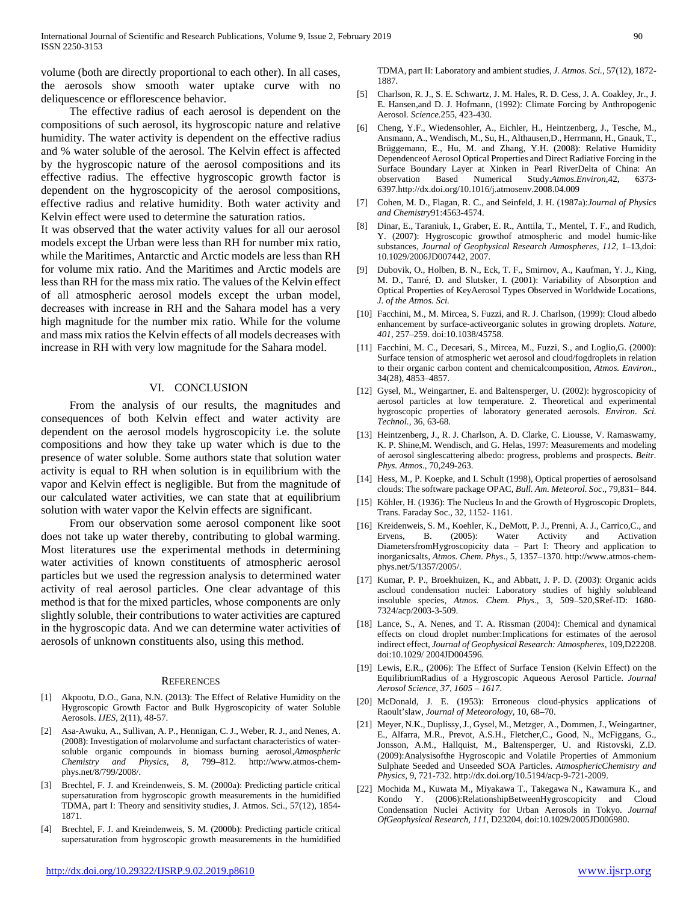volume (both are directly proportional to each other). In all cases, the aerosols show smooth water uptake curve with no deliquescence or efflorescence behavior.

The effective radius of each aerosol is dependent on the compositions of such aerosol, its hygroscopic nature and relative humidity. The water activity is dependent on the effective radius and % water soluble of the aerosol. The Kelvin effect is affected by the hygroscopic nature of the aerosol compositions and its effective radius. The effective hygroscopic growth factor is dependent on the hygroscopicity of the aerosol compositions, effective radius and relative humidity. Both water activity and Kelvin effect were used to determine the saturation ratios.

It was observed that the water activity values for all our aerosol models except the Urban were less than RH for number mix ratio, while the Maritimes, Antarctic and Arctic models are less than RH for volume mix ratio. And the Maritimes and Arctic models are less than RH for the mass mix ratio. The values of the Kelvin effect of all atmospheric aerosol models except the urban model, decreases with increase in RH and the Sahara model has a very high magnitude for the number mix ratio. While for the volume and mass mix ratios the Kelvin effects of all models decreases with increase in RH with very low magnitude for the Sahara model.

## VI. CONCLUSION

From the analysis of our results, the magnitudes and consequences of both Kelvin effect and water activity are dependent on the aerosol models hygroscopicity i.e. the solute compositions and how they take up water which is due to the presence of water soluble. Some authors state that solution water activity is equal to RH when solution is in equilibrium with the vapor and Kelvin effect is negligible. But from the magnitude of our calculated water activities, we can state that at equilibrium solution with water vapor the Kelvin effects are significant.

From our observation some aerosol component like soot does not take up water thereby, contributing to global warming. Most literatures use the experimental methods in determining water activities of known constituents of atmospheric aerosol particles but we used the regression analysis to determined water activity of real aerosol particles. One clear advantage of this method is that for the mixed particles, whose components are only slightly soluble, their contributions to water activities are captured in the hygroscopic data. And we can determine water activities of aerosols of unknown constituents also, using this method.

## REFERENCES

[1] Akpootu, D.O., Gana, N.N. (2013): The Effect of Relative Humidity on the Hygroscopic Growth Factor and Bulk Hygroscopicity of water Soluble Aerosols. *IJES*, 2(11), 48-57.

[2] Asa-Awuku, A., Sullivan, A. P., Hennigan, C. J., Weber, R. J., and Nenes, A. (2008): Investigation of molarvolume and surfactant characteristics of water-soluble organic compounds in biomass burning aerosol,*Atmospheric Chemistry and Physics, 8*, 799–812. http://www.atmos-chem-phys.net/8/799/2008/.

[3] Brechtel, F. J. and Kreindenweis, S. M. (2000a): Predicting particle critical supersaturation from hygroscopic growth measurements in the humidified TDMA, part I: Theory and sensitivity studies, J. Atmos. Sci., 57(12), 1854-1871.

[4] Brechtel, F. J. and Kreindenweis, S. M. (2000b): Predicting particle critical supersaturation from hygroscopic growth measurements in the humidified TDMA, part II: Laboratory and ambient studies, *J. Atmos. Sci.*, 57(12), 1872-1887.

[5] Charlson, R. J., S. E. Schwartz, J. M. Hales, R. D. Cess, J. A. Coakley, Jr., J. E. Hansen,and D. J. Hofmann, (1992): Climate Forcing by Anthropogenic Aerosol. *Science.*255, 423-430.

[6] Cheng, Y.F., Wiedensohler, A., Eichler, H., Heintzenberg, J., Tesche, M., Ansmann, A., Wendisch, M., Su, H., Althausen,D., Herrmann, H., Gnauk, T., Brüggemann, E., Hu, M. and Zhang, Y.H. (2008): Relative Humidity Dependenceof Aerosol Optical Properties and Direct Radiative Forcing in the Surface Boundary Layer at Xinken in Pearl RiverDelta of China: An observation Based Numerical Study.*Atmos.Environ*,42, 6373-6397.http://dx.doi.org/10.1016/j.atmosenv.2008.04.009

[7] Cohen, M. D., Flagan, R. C., and Seinfeld, J. H. (1987a):*Journal of Physics and Chemistry*91:4563-4574.

[8] Dinar, E., Taraniuk, I., Graber, E. R., Anttila, T., Mentel, T. F., and Rudich, Y. (2007): Hygroscopic growthof atmospheric and model humic-like substances, *Journal of Geophysical Research Atmospheres, 112*, 1–13,doi: 10.1029/2006JD007442, 2007.

[9] Dubovik, O., Holben, B. N., Eck, T. F., Smirnov, A., Kaufman, Y. J., King, M. D., Tanré, D. and Slutsker, I. (2001): Variability of Absorption and Optical Properties of KeyAerosol Types Observed in Worldwide Locations, *J. of the Atmos. Sci.*

[10] Facchini, M., M. Mircea, S. Fuzzi, and R. J. Charlson, (1999): Cloud albedo enhancement by surface-activeorganic solutes in growing droplets. *Nature, 401*, 257–259. doi:10.1038/45758.

[11] Facchini, M. C., Decesari, S., Mircea, M., Fuzzi, S., and Loglio,G. (2000): Surface tension of atmospheric wet aerosol and cloud/fogdroplets in relation to their organic carbon content and chemicalcomposition, *Atmos. Environ.*, 34(28), 4853–4857.

[12] Gysel, M., Weingartner, E. and Baltensperger, U. (2002): hygroscopicity of aerosol particles at low temperature. 2. Theoretical and experimental hygroscopic properties of laboratory generated aerosols. *Environ. Sci. Technol.*, 36, 63-68.

[13] Heintzenberg, J., R. J. Charlson, A. D. Clarke, C. Liousse, V. Ramaswamy, K. P. Shine,M. Wendisch, and G. Helas, 1997: Measurements and modeling of aerosol singlescattering albedo: progress, problems and prospects. *Beitr. Phys. Atmos.*, 70,249-263.

[14] Hess, M., P. Koepke, and I. Schult (1998), Optical properties of aerosolsand clouds: The software package OPAC, *Bull. Am. Meteorol. Soc*., 79,831– 844.

[15] Köhler, H. (1936): The Nucleus In and the Growth of Hygroscopic Droplets, Trans. Faraday Soc., 32, 1152- 1161.

[16] Kreidenweis, S. M., Koehler, K., DeMott, P. J., Prenni, A. J., Carrico,C., and Ervens, B. (2005): Water Activity and Activation DiametersfromHygroscopicity data – Part I: Theory and application to inorganicsalts, *Atmos. Chem. Phys*., 5, 1357–1370. http://www.atmos-chem-phys.net/5/1357/2005/.

[17] Kumar, P. P., Broekhuizen, K., and Abbatt, J. P. D. (2003): Organic acids ascloud condensation nuclei: Laboratory studies of highly solubleand insoluble species, *Atmos. Chem. Phys.*, 3, 509–520,SRef-ID: 1680-7324/acp/2003-3-509.

[18] Lance, S., A. Nenes, and T. A. Rissman (2004): Chemical and dynamical effects on cloud droplet number:Implications for estimates of the aerosol indirect effect, *Journal of Geophysical Research: Atmospheres*, 109,D22208. doi:10.1029/ 2004JD004596.

[19] Lewis, E.R., (2006): The Effect of Surface Tension (Kelvin Effect) on the EquilibriumRadius of a Hygroscopic Aqueous Aerosol Particle. *Journal Aerosol Science, 37, 1605 – 1617*.

[20] McDonald, J. E. (1953): Erroneous cloud-physics applications of Raoult'slaw, *Journal of Meteorology*, 10, 68–70.

[21] Meyer, N.K., Duplissy, J., Gysel, M., Metzger, A., Dommen, J., Weingartner, E., Alfarra, M.R., Prevot, A.S.H., Fletcher,C., Good, N., McFiggans, G., Jonsson, A.M., Hallquist, M., Baltensperger, U. and Ristovski, Z.D. (2009):Analysisofthe Hygroscopic and Volatile Properties of Ammonium Sulphate Seeded and Unseeded SOA Particles. *AtmosphericChemistry and Physics*, 9, 721-732. http://dx.doi.org/10.5194/acp-9-721-2009.

[22] Mochida M., Kuwata M., Miyakawa T., Takegawa N., Kawamura K., and Kondo Y. (2006):RelationshipBetweenHygroscopicity and Cloud Condensation Nuclei Activity for Urban Aerosols in Tokyo. *Journal OfGeophysical Research, 111*, D23204, doi:10.1029/2005JD006980.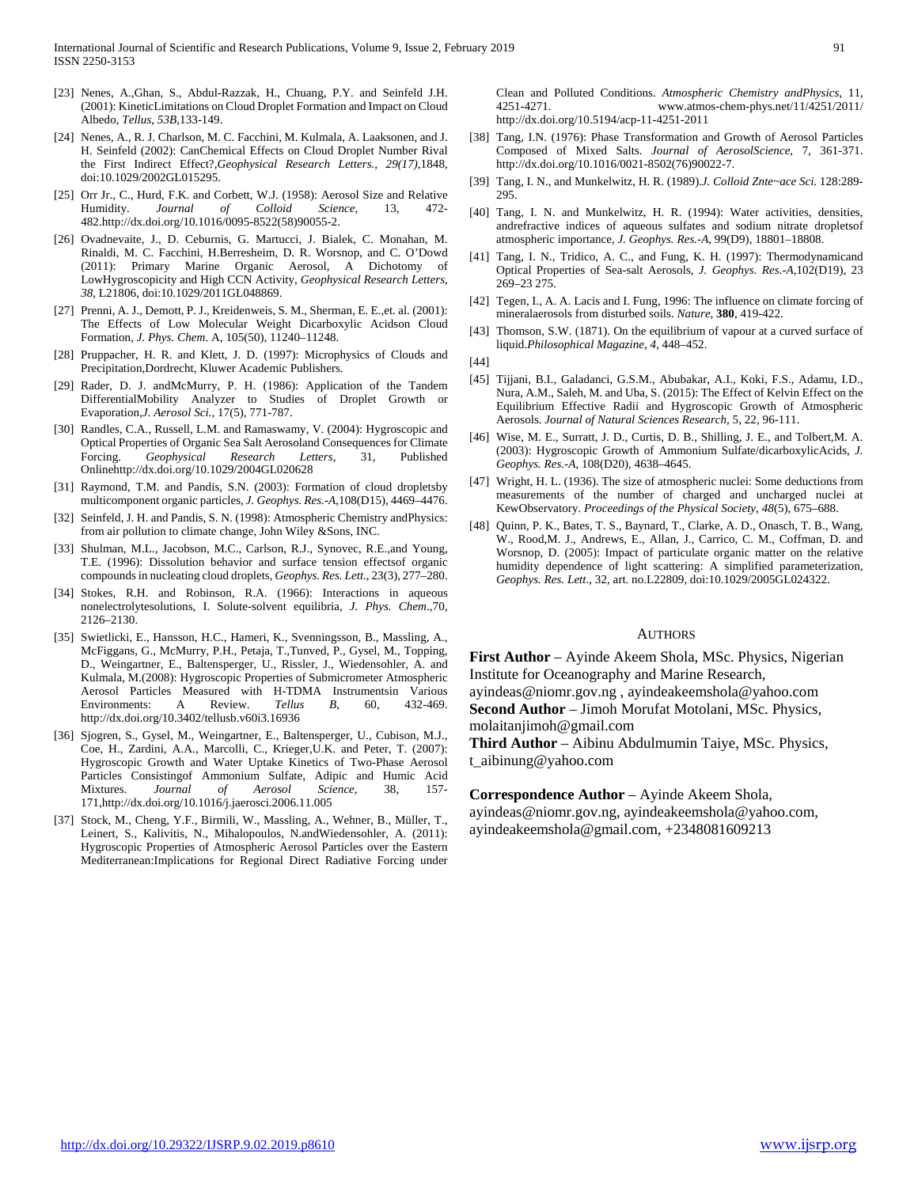[23] Nenes, A.,Ghan, S., Abdul-Razzak, H., Chuang, P.Y. and Seinfeld J.H. (2001): KineticLimitations on Cloud Droplet Formation and Impact on Cloud Albedo, *Tellus*, *53B*,133-149.

[24] Nenes, A., R. J. Charlson, M. C. Facchini, M. Kulmala, A. Laaksonen, and J. H. Seinfeld (2002): CanChemical Effects on Cloud Droplet Number Rival the First Indirect Effect?,*Geophysical Research Letters., 29(17)*,1848, doi:10.1029/2002GL015295.

[25] Orr Jr., C., Hurd, F.K. and Corbett, W.J. (1958): Aerosol Size and Relative Humidity. *Journal of Colloid Science*, 13, 472-482.http://dx.doi.org/10.1016/0095-8522(58)90055-2.

[26] Ovadnevaite, J., D. Ceburnis, G. Martucci, J. Bialek, C. Monahan, M. Rinaldi, M. C. Facchini, H.Berresheim, D. R. Worsnop, and C. O'Dowd (2011): Primary Marine Organic Aerosol, A Dichotomy of LowHygroscopicity and High CCN Activity, *Geophysical Research Letters*, *38*, L21806, doi:10.1029/2011GL048869.

[27] Prenni, A. J., Demott, P. J., Kreidenweis, S. M., Sherman, E. E.,et. al. (2001): The Effects of Low Molecular Weight Dicarboxylic Acidson Cloud Formation, *J. Phys. Chem*. A, 105(50), 11240–11248.

[28] Pruppacher, H. R. and Klett, J. D. (1997): Microphysics of Clouds and Precipitation,Dordrecht, Kluwer Academic Publishers.

[29] Rader, D. J. andMcMurry, P. H. (1986): Application of the Tandem DifferentialMobility Analyzer to Studies of Droplet Growth or Evaporation,*J. Aerosol Sci.*, 17(5), 771-787.

[30] Randles, C.A., Russell, L.M. and Ramaswamy, V. (2004): Hygroscopic and Optical Properties of Organic Sea Salt Aerosoland Consequences for Climate Forcing. *Geophysical Research Letters*, 31, Published Onlinehttp://dx.doi.org/10.1029/2004GL020628

[31] Raymond, T.M. and Pandis, S.N. (2003): Formation of cloud dropletsby multicomponent organic particles, *J. Geophys. Res.-A*,108(D15), 4469–4476.

[32] Seinfeld, J. H. and Pandis, S. N. (1998): Atmospheric Chemistry andPhysics: from air pollution to climate change, John Wiley &Sons, INC.

[33] Shulman, M.L., Jacobson, M.C., Carlson, R.J., Synovec, R.E.,and Young, T.E. (1996): Dissolution behavior and surface tension effectsof organic compounds in nucleating cloud droplets, *Geophys. Res. Lett*., 23(3), 277–280.

[34] Stokes, R.H. and Robinson, R.A. (1966): Interactions in aqueous nonelectrolytesolutions, I. Solute-solvent equilibria, *J. Phys. Chem*.,70, 2126–2130.

[35] Swietlicki, E., Hansson, H.C., Hameri, K., Svenningsson, B., Massling, A., McFiggans, G., McMurry, P.H., Petaja, T.,Tunved, P., Gysel, M., Topping, D., Weingartner, E., Baltensperger, U., Rissler, J., Wiedensohler, A. and Kulmala, M.(2008): Hygroscopic Properties of Submicrometer Atmospheric Aerosol Particles Measured with H-TDMA Instrumentsin Various Environments: A Review. *Tellus B*, 60, 432-469. http://dx.doi.org/10.3402/tellusb.v60i3.16936

[36] Sjogren, S., Gysel, M., Weingartner, E., Baltensperger, U., Cubison, M.J., Coe, H., Zardini, A.A., Marcolli, C., Krieger,U.K. and Peter, T. (2007): Hygroscopic Growth and Water Uptake Kinetics of Two-Phase Aerosol Particles Consistingof Ammonium Sulfate, Adipic and Humic Acid Mixtures. *Journal of Aerosol Science*, 38, 157-171,http://dx.doi.org/10.1016/j.jaerosci.2006.11.005

[37] Stock, M., Cheng, Y.F., Birmili, W., Massling, A., Wehner, B., Müller, T., Leinert, S., Kalivitis, N., Mihalopoulos, N.andWiedensohler, A. (2011): Hygroscopic Properties of Atmospheric Aerosol Particles over the Eastern Mediterranean:Implications for Regional Direct Radiative Forcing under Clean and Polluted Conditions. *Atmospheric Chemistry andPhysics*, 11, 4251-4271. www.atmos-chem-phys.net/11/4251/2011/ http://dx.doi.org/10.5194/acp-11-4251-2011

[38] Tang, I.N. (1976): Phase Transformation and Growth of Aerosol Particles Composed of Mixed Salts. *Journal of AerosolScience*, 7, 361-371. http://dx.doi.org/10.1016/0021-8502(76)90022-7.

[39] Tang, I. N., and Munkelwitz, H. R. (1989).*J. Colloid Znte~ace Sci.* 128:289-295.

[40] Tang, I. N. and Munkelwitz, H. R. (1994): Water activities, densities, andrefractive indices of aqueous sulfates and sodium nitrate dropletsof atmospheric importance, *J. Geophys. Res.-A*, 99(D9), 18801–18808.

[41] Tang, I. N., Tridico, A. C., and Fung, K. H. (1997): Thermodynamicand Optical Properties of Sea-salt Aerosols, *J. Geophys. Res.-A*,102(D19), 23 269–23 275.

[42] Tegen, I., A. A. Lacis and I. Fung, 1996: The influence on climate forcing of mineralaerosols from disturbed soils. *Nature*, **380**, 419-422.

[43] Thomson, S.W. (1871). On the equilibrium of vapour at a curved surface of liquid.*Philosophical Magazine*, *4*, 448–452.

[44]

[45] Tijjani, B.I., Galadanci, G.S.M., Abubakar, A.I., Koki, F.S., Adamu, I.D., Nura, A.M., Saleh, M. and Uba, S. (2015): The Effect of Kelvin Effect on the Equilibrium Effective Radii and Hygroscopic Growth of Atmospheric Aerosols. *Journal of Natural Sciences Research*, 5, 22, 96-111.

[46] Wise, M. E., Surratt, J. D., Curtis, D. B., Shilling, J. E., and Tolbert,M. A. (2003): Hygroscopic Growth of Ammonium Sulfate/dicarboxylicAcids, *J. Geophys. Res.-A*, 108(D20), 4638–4645.

[47] Wright, H. L. (1936). The size of atmospheric nuclei: Some deductions from measurements of the number of charged and uncharged nuclei at KewObservatory. *Proceedings of the Physical Society*, *48*(5), 675–688.

[48] Quinn, P. K., Bates, T. S., Baynard, T., Clarke, A. D., Onasch, T. B., Wang, W., Rood,M. J., Andrews, E., Allan, J., Carrico, C. M., Coffman, D. and Worsnop, D. (2005): Impact of particulate organic matter on the relative humidity dependence of light scattering: A simplified parameterization, *Geophys. Res. Lett*., 32, art. no.L22809, doi:10.1029/2005GL024322.

## AUTHORS

**First Author** – Ayinde Akeem Shola, MSc. Physics, Nigerian Institute for Oceanography and Marine Research, ayindeas@niomr.gov.ng , ayindeakeemshola@yahoo.com

**Second Author** – Jimoh Morufat Motolani, MSc. Physics, molaitanjimoh@gmail.com

**Third Author** – Aibinu Abdulmumin Taiye, MSc. Physics, t_aibinung@yahoo.com

**Correspondence Author** – Ayinde Akeem Shola, ayindeas@niomr.gov.ng, ayindeakeemshola@yahoo.com, ayindeakeemshola@gmail.com, +2348081609213